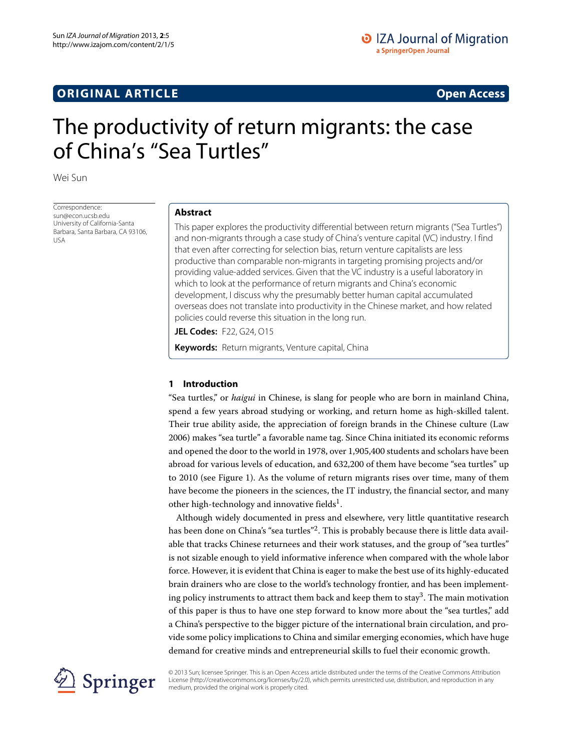**ORIGINAL ARTICLE** **Open Access**

# The productivity of return migrants: the case of China's "Sea Turtles"

Wei Sun

Correspondence: sun@econ.ucsb.edu
University of California-Santa Barbara, Santa Barbara, CA 93106, USA

## Abstract

This paper explores the productivity differential between return migrants ("Sea Turtles") and non-migrants through a case study of China's venture capital (VC) industry. I find that even after correcting for selection bias, return venture capitalists are less productive than comparable non-migrants in targeting promising projects and/or providing value-added services. Given that the VC industry is a useful laboratory in which to look at the performance of return migrants and China's economic development, I discuss why the presumably better human capital accumulated overseas does not translate into productivity in the Chinese market, and how related policies could reverse this situation in the long run.

**JEL Codes:** F22, G24, O15

**Keywords:** Return migrants, Venture capital, China

## 1 Introduction

"Sea turtles," or *haigui* in Chinese, is slang for people who are born in mainland China, spend a few years abroad studying or working, and return home as high-skilled talent. Their true ability aside, the appreciation of foreign brands in the Chinese culture (Law 2006) makes "sea turtle" a favorable name tag. Since China initiated its economic reforms and opened the door to the world in 1978, over 1,905,400 students and scholars have been abroad for various levels of education, and 632,200 of them have become "sea turtles" up to 2010 (see Figure 1). As the volume of return migrants rises over time, many of them have become the pioneers in the sciences, the IT industry, the financial sector, and many other high-technology and innovative fields[1].

Although widely documented in press and elsewhere, very little quantitative research has been done on China's "sea turtles"[2]. This is probably because there is little data available that tracks Chinese returnees and their work statuses, and the group of "sea turtles" is not sizable enough to yield informative inference when compared with the whole labor force. However, it is evident that China is eager to make the best use of its highly-educated brain drainers who are close to the world's technology frontier, and has been implementing policy instruments to attract them back and keep them to stay[3]. The main motivation of this paper is thus to have one step forward to know more about the "sea turtles," add a China's perspective to the bigger picture of the international brain circulation, and provide some policy implications to China and similar emerging economies, which have huge demand for creative minds and entrepreneurial skills to fuel their economic growth.

© 2013 Sun; licensee Springer. This is an Open Access article distributed under the terms of the Creative Commons Attribution License (http://creativecommons.org/licenses/by/2.0), which permits unrestricted use, distribution, and reproduction in any medium, provided the original work is properly cited.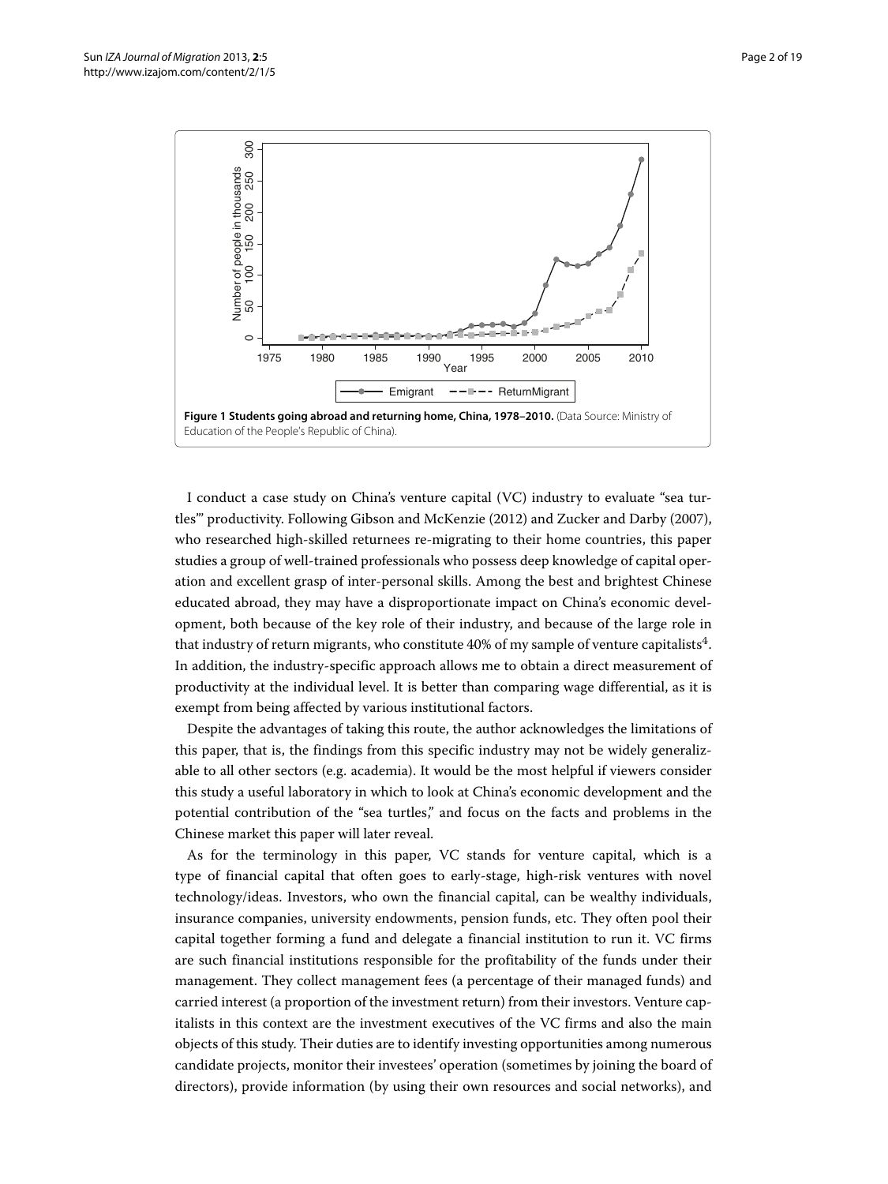Number of people in thousands
0
50
100
150
200
250
300
1975
1980
1985
1990
1995
2000
2005
2010
Year
Emigrant
ReturnMigrant

**Figure 1 Students going abroad and returning home, China, 1978–2010.** (Data Source: Ministry of Education of the People's Republic of China).

I conduct a case study on China's venture capital (VC) industry to evaluate "sea turtles'" productivity. Following Gibson and McKenzie (2012) and Zucker and Darby (2007), who researched high-skilled returnees re-migrating to their home countries, this paper studies a group of well-trained professionals who possess deep knowledge of capital operation and excellent grasp of inter-personal skills. Among the best and brightest Chinese educated abroad, they may have a disproportionate impact on China's economic development, both because of the key role of their industry, and because of the large role in that industry of return migrants, who constitute 40% of my sample of venture capitalists[4]. In addition, the industry-specific approach allows me to obtain a direct measurement of productivity at the individual level. It is better than comparing wage differential, as it is exempt from being affected by various institutional factors.

Despite the advantages of taking this route, the author acknowledges the limitations of this paper, that is, the findings from this specific industry may not be widely generalizable to all other sectors (e.g. academia). It would be the most helpful if viewers consider this study a useful laboratory in which to look at China's economic development and the potential contribution of the "sea turtles," and focus on the facts and problems in the Chinese market this paper will later reveal.

As for the terminology in this paper, VC stands for venture capital, which is a type of financial capital that often goes to early-stage, high-risk ventures with novel technology/ideas. Investors, who own the financial capital, can be wealthy individuals, insurance companies, university endowments, pension funds, etc. They often pool their capital together forming a fund and delegate a financial institution to run it. VC firms are such financial institutions responsible for the profitability of the funds under their management. They collect management fees (a percentage of their managed funds) and carried interest (a proportion of the investment return) from their investors. Venture capitalists in this context are the investment executives of the VC firms and also the main objects of this study. Their duties are to identify investing opportunities among numerous candidate projects, monitor their investees' operation (sometimes by joining the board of directors), provide information (by using their own resources and social networks), and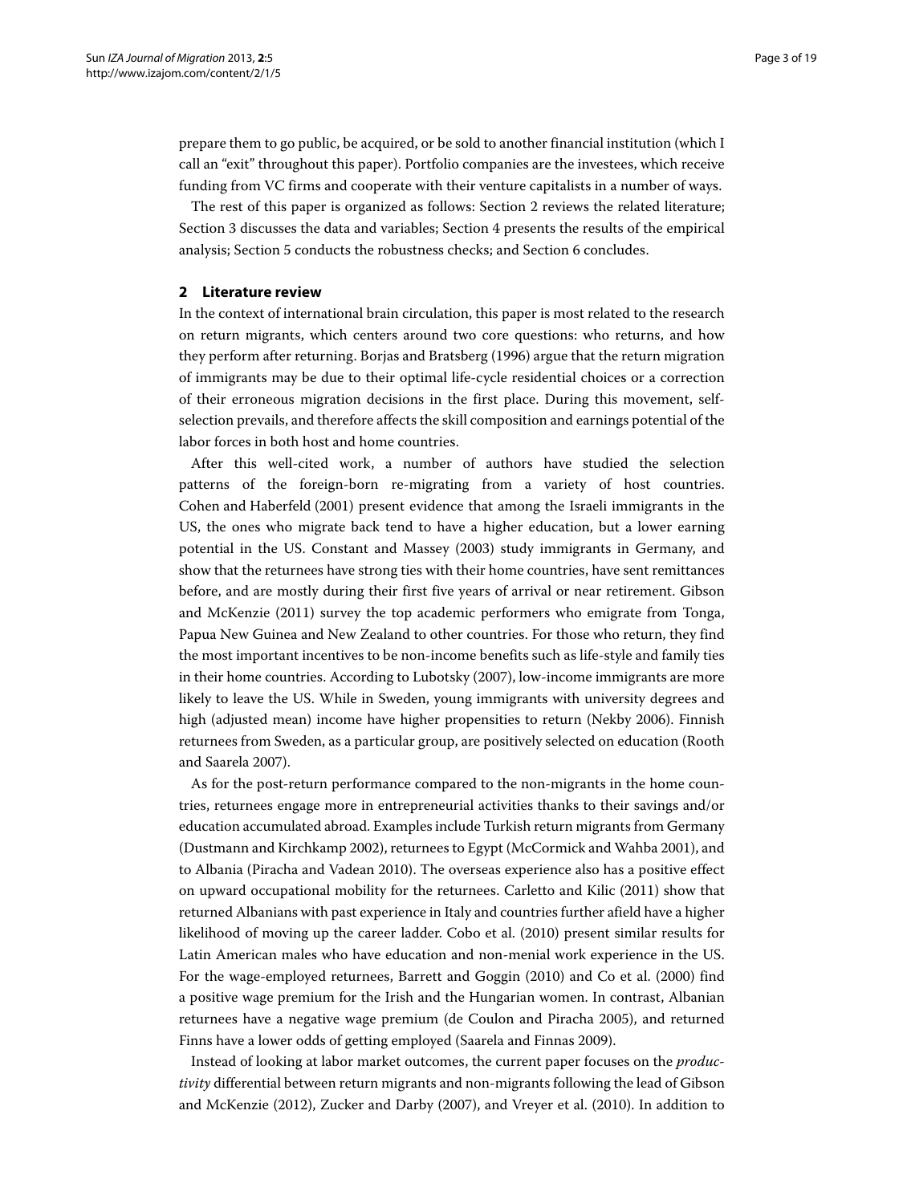prepare them to go public, be acquired, or be sold to another financial institution (which I call an "exit" throughout this paper). Portfolio companies are the investees, which receive funding from VC firms and cooperate with their venture capitalists in a number of ways.

The rest of this paper is organized as follows: Section 2 reviews the related literature; Section 3 discusses the data and variables; Section 4 presents the results of the empirical analysis; Section 5 conducts the robustness checks; and Section 6 concludes.

## 2 Literature review

In the context of international brain circulation, this paper is most related to the research on return migrants, which centers around two core questions: who returns, and how they perform after returning. Borjas and Bratsberg (1996) argue that the return migration of immigrants may be due to their optimal life-cycle residential choices or a correction of their erroneous migration decisions in the first place. During this movement, self-selection prevails, and therefore affects the skill composition and earnings potential of the labor forces in both host and home countries.

After this well-cited work, a number of authors have studied the selection patterns of the foreign-born re-migrating from a variety of host countries. Cohen and Haberfeld (2001) present evidence that among the Israeli immigrants in the US, the ones who migrate back tend to have a higher education, but a lower earning potential in the US. Constant and Massey (2003) study immigrants in Germany, and show that the returnees have strong ties with their home countries, have sent remittances before, and are mostly during their first five years of arrival or near retirement. Gibson and McKenzie (2011) survey the top academic performers who emigrate from Tonga, Papua New Guinea and New Zealand to other countries. For those who return, they find the most important incentives to be non-income benefits such as life-style and family ties in their home countries. According to Lubotsky (2007), low-income immigrants are more likely to leave the US. While in Sweden, young immigrants with university degrees and high (adjusted mean) income have higher propensities to return (Nekby 2006). Finnish returnees from Sweden, as a particular group, are positively selected on education (Rooth and Saarela 2007).

As for the post-return performance compared to the non-migrants in the home countries, returnees engage more in entrepreneurial activities thanks to their savings and/or education accumulated abroad. Examples include Turkish return migrants from Germany (Dustmann and Kirchkamp 2002), returnees to Egypt (McCormick and Wahba 2001), and to Albania (Piracha and Vadean 2010). The overseas experience also has a positive effect on upward occupational mobility for the returnees. Carletto and Kilic (2011) show that returned Albanians with past experience in Italy and countries further afield have a higher likelihood of moving up the career ladder. Cobo et al. (2010) present similar results for Latin American males who have education and non-menial work experience in the US. For the wage-employed returnees, Barrett and Goggin (2010) and Co et al. (2000) find a positive wage premium for the Irish and the Hungarian women. In contrast, Albanian returnees have a negative wage premium (de Coulon and Piracha 2005), and returned Finns have a lower odds of getting employed (Saarela and Finnas 2009).

Instead of looking at labor market outcomes, the current paper focuses on the *productivity* differential between return migrants and non-migrants following the lead of Gibson and McKenzie (2012), Zucker and Darby (2007), and Vreyer et al. (2010). In addition to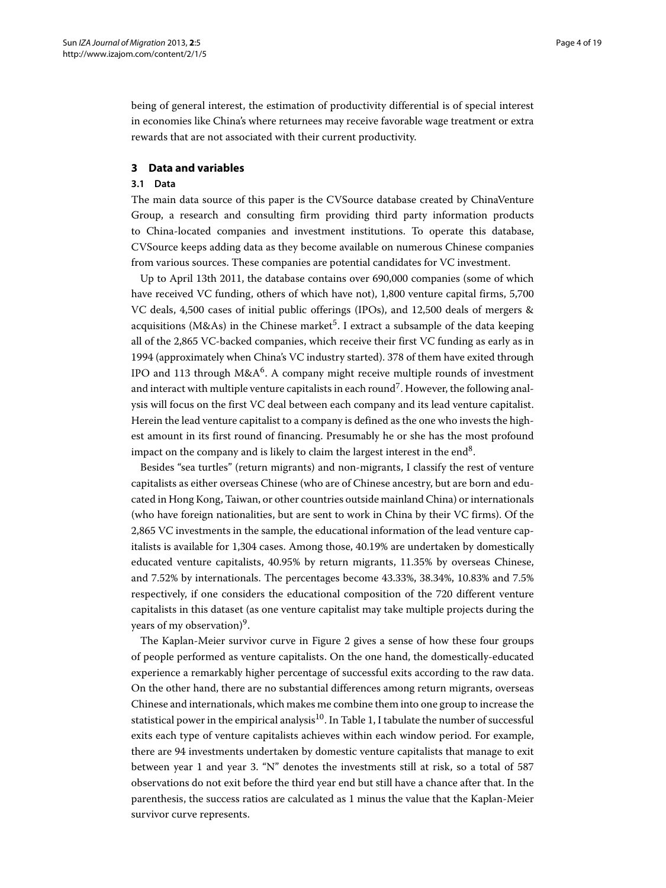being of general interest, the estimation of productivity differential is of special interest in economies like China's where returnees may receive favorable wage treatment or extra rewards that are not associated with their current productivity.

## 3 Data and variables

### 3.1 Data

The main data source of this paper is the CVSource database created by ChinaVenture Group, a research and consulting firm providing third party information products to China-located companies and investment institutions. To operate this database, CVSource keeps adding data as they become available on numerous Chinese companies from various sources. These companies are potential candidates for VC investment.

Up to April 13th 2011, the database contains over 690,000 companies (some of which have received VC funding, others of which have not), 1,800 venture capital firms, 5,700 VC deals, 4,500 cases of initial public offerings (IPOs), and 12,500 deals of mergers & acquisitions (M&As) in the Chinese market[5]. I extract a subsample of the data keeping all of the 2,865 VC-backed companies, which receive their first VC funding as early as in 1994 (approximately when China's VC industry started). 378 of them have exited through IPO and 113 through M&A[6]. A company might receive multiple rounds of investment and interact with multiple venture capitalists in each round[7]. However, the following analysis will focus on the first VC deal between each company and its lead venture capitalist. Herein the lead venture capitalist to a company is defined as the one who invests the highest amount in its first round of financing. Presumably he or she has the most profound impact on the company and is likely to claim the largest interest in the end[8].

Besides "sea turtles" (return migrants) and non-migrants, I classify the rest of venture capitalists as either overseas Chinese (who are of Chinese ancestry, but are born and educated in Hong Kong, Taiwan, or other countries outside mainland China) or internationals (who have foreign nationalities, but are sent to work in China by their VC firms). Of the 2,865 VC investments in the sample, the educational information of the lead venture capitalists is available for 1,304 cases. Among those, 40.19% are undertaken by domestically educated venture capitalists, 40.95% by return migrants, 11.35% by overseas Chinese, and 7.52% by internationals. The percentages become 43.33%, 38.34%, 10.83% and 7.5% respectively, if one considers the educational composition of the 720 different venture capitalists in this dataset (as one venture capitalist may take multiple projects during the years of my observation)[9].

The Kaplan-Meier survivor curve in Figure 2 gives a sense of how these four groups of people performed as venture capitalists. On the one hand, the domestically-educated experience a remarkably higher percentage of successful exits according to the raw data. On the other hand, there are no substantial differences among return migrants, overseas Chinese and internationals, which makes me combine them into one group to increase the statistical power in the empirical analysis[10]. In Table 1, I tabulate the number of successful exits each type of venture capitalists achieves within each window period. For example, there are 94 investments undertaken by domestic venture capitalists that manage to exit between year 1 and year 3. "N" denotes the investments still at risk, so a total of 587 observations do not exit before the third year end but still have a chance after that. In the parenthesis, the success ratios are calculated as 1 minus the value that the Kaplan-Meier survivor curve represents.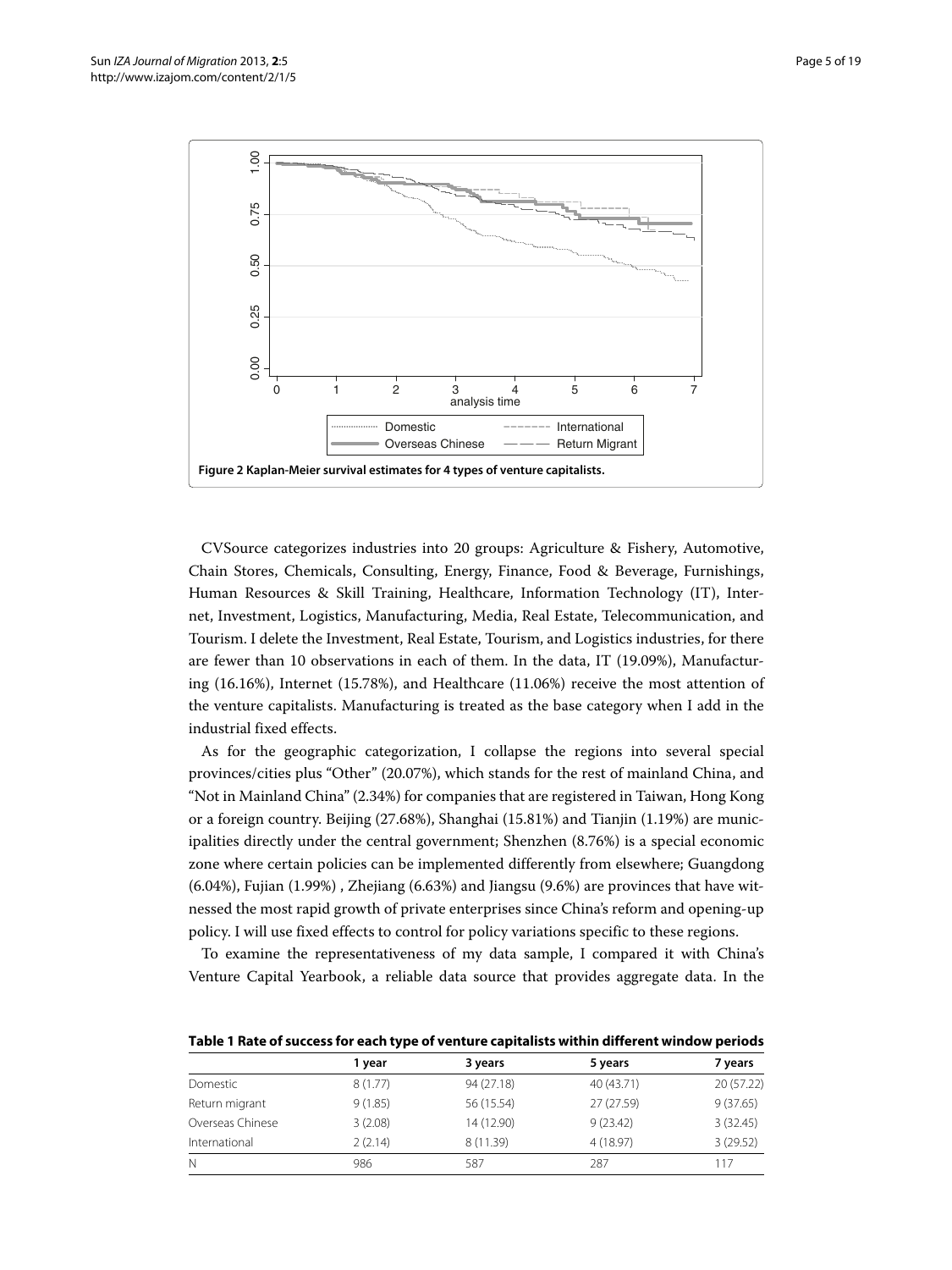Figure 2 Kaplan-Meier survival estimates for 4 types of venture capitalists.

CVSource categorizes industries into 20 groups: Agriculture & Fishery, Automotive, Chain Stores, Chemicals, Consulting, Energy, Finance, Food & Beverage, Furnishings, Human Resources & Skill Training, Healthcare, Information Technology (IT), Internet, Investment, Logistics, Manufacturing, Media, Real Estate, Telecommunication, and Tourism. I delete the Investment, Real Estate, Tourism, and Logistics industries, for there are fewer than 10 observations in each of them. In the data, IT (19.09%), Manufacturing (16.16%), Internet (15.78%), and Healthcare (11.06%) receive the most attention of the venture capitalists. Manufacturing is treated as the base category when I add in the industrial fixed effects.

As for the geographic categorization, I collapse the regions into several special provinces/cities plus "Other" (20.07%), which stands for the rest of mainland China, and "Not in Mainland China" (2.34%) for companies that are registered in Taiwan, Hong Kong or a foreign country. Beijing (27.68%), Shanghai (15.81%) and Tianjin (1.19%) are municipalities directly under the central government; Shenzhen (8.76%) is a special economic zone where certain policies can be implemented differently from elsewhere; Guangdong (6.04%), Fujian (1.99%) , Zhejiang (6.63%) and Jiangsu (9.6%) are provinces that have witnessed the most rapid growth of private enterprises since China's reform and opening-up policy. I will use fixed effects to control for policy variations specific to these regions.

To examine the representativeness of my data sample, I compared it with China's Venture Capital Yearbook, a reliable data source that provides aggregate data. In the

**Table 1 Rate of success for each type of venture capitalists within different window periods**

| | 1 year | 3 years | 5 years | 7 years |
|---|---|---|---|---|
| Domestic | 8 (1.77) | 94 (27.18) | 40 (43.71) | 20 (57.22) |
| Return migrant | 9 (1.85) | 56 (15.54) | 27 (27.59) | 9 (37.65) |
| Overseas Chinese | 3 (2.08) | 14 (12.90) | 9 (23.42) | 3 (32.45) |
| International | 2 (2.14) | 8 (11.39) | 4 (18.97) | 3 (29.52) |
| N | 986 | 587 | 287 | 117 |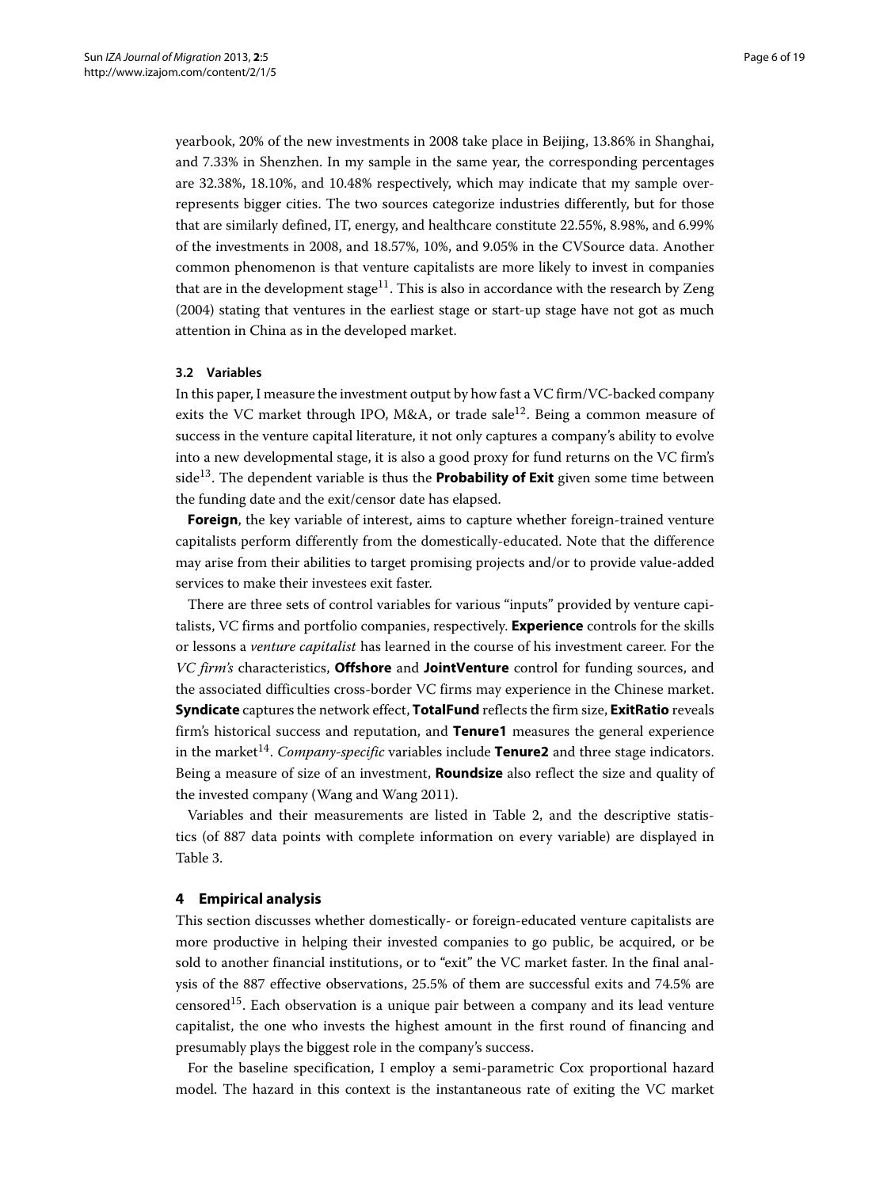yearbook, 20% of the new investments in 2008 take place in Beijing, 13.86% in Shanghai, and 7.33% in Shenzhen. In my sample in the same year, the corresponding percentages are 32.38%, 18.10%, and 10.48% respectively, which may indicate that my sample over-represents bigger cities. The two sources categorize industries differently, but for those that are similarly defined, IT, energy, and healthcare constitute 22.55%, 8.98%, and 6.99% of the investments in 2008, and 18.57%, 10%, and 9.05% in the CVSource data. Another common phenomenon is that venture capitalists are more likely to invest in companies that are in the development stage[11]. This is also in accordance with the research by Zeng (2004) stating that ventures in the earliest stage or start-up stage have not got as much attention in China as in the developed market.

### 3.2 Variables

In this paper, I measure the investment output by how fast a VC firm/VC-backed company exits the VC market through IPO, M&A, or trade sale[12]. Being a common measure of success in the venture capital literature, it not only captures a company's ability to evolve into a new developmental stage, it is also a good proxy for fund returns on the VC firm's side[13]. The dependent variable is thus the **Probability of Exit** given some time between the funding date and the exit/censor date has elapsed.

**Foreign**, the key variable of interest, aims to capture whether foreign-trained venture capitalists perform differently from the domestically-educated. Note that the difference may arise from their abilities to target promising projects and/or to provide value-added services to make their investees exit faster.

There are three sets of control variables for various "inputs" provided by venture capitalists, VC firms and portfolio companies, respectively. **Experience** controls for the skills or lessons a *venture capitalist* has learned in the course of his investment career. For the *VC firm's* characteristics, **Offshore** and **JointVenture** control for funding sources, and the associated difficulties cross-border VC firms may experience in the Chinese market. **Syndicate** captures the network effect, **TotalFund** reflects the firm size, **ExitRatio** reveals firm's historical success and reputation, and **Tenure1** measures the general experience in the market[14]. *Company-specific* variables include **Tenure2** and three stage indicators. Being a measure of size of an investment, **Roundsize** also reflect the size and quality of the invested company (Wang and Wang 2011).

Variables and their measurements are listed in Table 2, and the descriptive statistics (of 887 data points with complete information on every variable) are displayed in Table 3.

## 4 Empirical analysis

This section discusses whether domestically- or foreign-educated venture capitalists are more productive in helping their invested companies to go public, be acquired, or be sold to another financial institutions, or to "exit" the VC market faster. In the final analysis of the 887 effective observations, 25.5% of them are successful exits and 74.5% are censored[15]. Each observation is a unique pair between a company and its lead venture capitalist, the one who invests the highest amount in the first round of financing and presumably plays the biggest role in the company's success.

For the baseline specification, I employ a semi-parametric Cox proportional hazard model. The hazard in this context is the instantaneous rate of exiting the VC market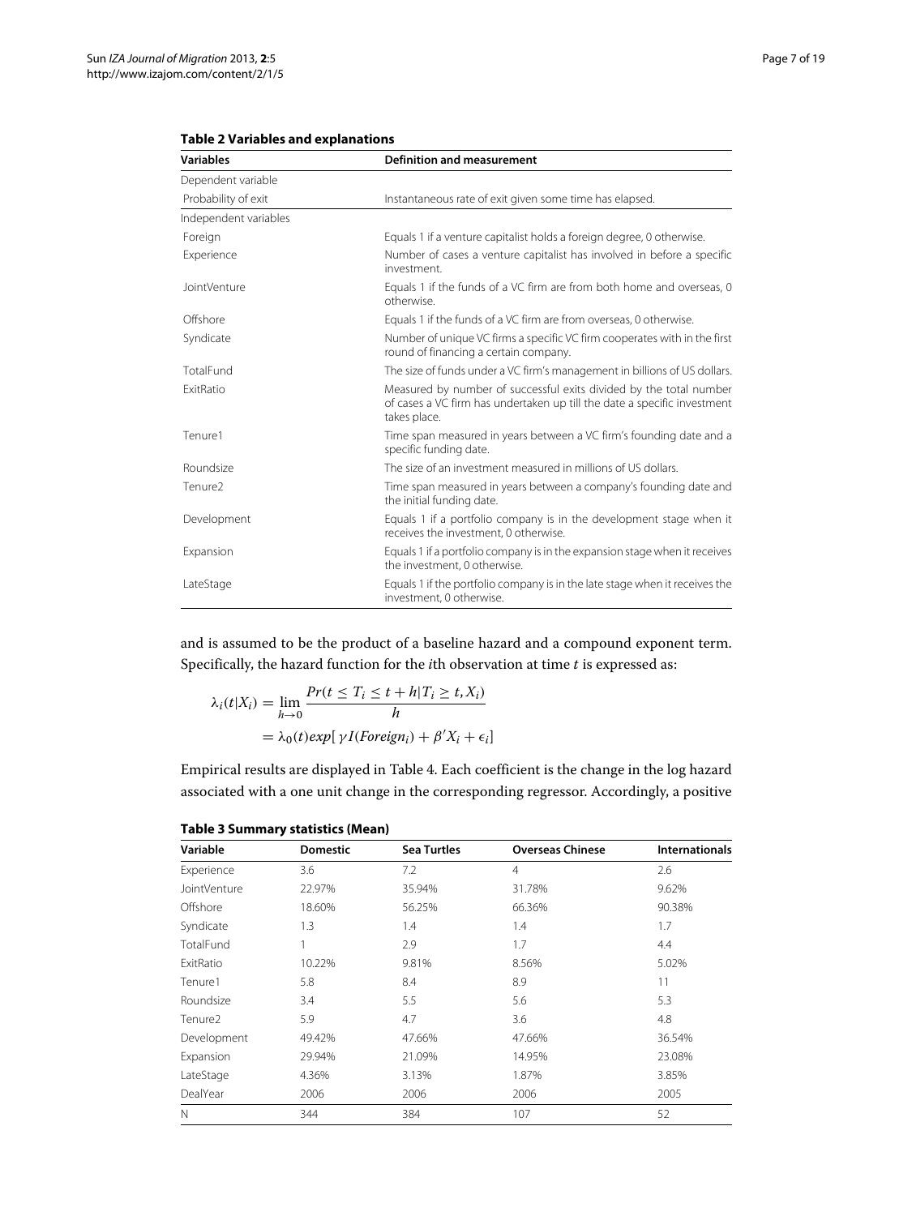**Table 2 Variables and explanations**

| Variables | Definition and measurement |
|---|---|
| Dependent variable | |
| Probability of exit | Instantaneous rate of exit given some time has elapsed. |
| Independent variables | |
| Foreign | Equals 1 if a venture capitalist holds a foreign degree, 0 otherwise. |
| Experience | Number of cases a venture capitalist has involved in before a specific investment. |
| JointVenture | Equals 1 if the funds of a VC firm are from both home and overseas, 0 otherwise. |
| Offshore | Equals 1 if the funds of a VC firm are from overseas, 0 otherwise. |
| Syndicate | Number of unique VC firms a specific VC firm cooperates with in the first round of financing a certain company. |
| TotalFund | The size of funds under a VC firm's management in billions of US dollars. |
| ExitRatio | Measured by number of successful exits divided by the total number of cases a VC firm has undertaken up till the date a specific investment takes place. |
| Tenure1 | Time span measured in years between a VC firm's founding date and a specific funding date. |
| Roundsize | The size of an investment measured in millions of US dollars. |
| Tenure2 | Time span measured in years between a company's founding date and the initial funding date. |
| Development | Equals 1 if a portfolio company is in the development stage when it receives the investment, 0 otherwise. |
| Expansion | Equals 1 if a portfolio company is in the expansion stage when it receives the investment, 0 otherwise. |
| LateStage | Equals 1 if the portfolio company is in the late stage when it receives the investment, 0 otherwise. |

and is assumed to be the product of a baseline hazard and a compound exponent term. Specifically, the hazard function for the $i$th observation at time $t$ is expressed as:

$$\begin{aligned}\lambda_i(t|X_i) &= \lim_{h\to 0}\frac{Pr(t \le T_i \le t+h|T_i \ge t, X_i)}{h}\\ &= \lambda_0(t)exp[\,\gamma I(Foreign_i) + \beta' X_i + \epsilon_i]\end{aligned}$$

Empirical results are displayed in Table 4. Each coefficient is the change in the log hazard associated with a one unit change in the corresponding regressor. Accordingly, a positive

**Table 3 Summary statistics (Mean)**

| Variable | Domestic | Sea Turtles | Overseas Chinese | Internationals |
|---|---|---|---|---|
| Experience | 3.6 | 7.2 | 4 | 2.6 |
| JointVenture | 22.97% | 35.94% | 31.78% | 9.62% |
| Offshore | 18.60% | 56.25% | 66.36% | 90.38% |
| Syndicate | 1.3 | 1.4 | 1.4 | 1.7 |
| TotalFund | 1 | 2.9 | 1.7 | 4.4 |
| ExitRatio | 10.22% | 9.81% | 8.56% | 5.02% |
| Tenure1 | 5.8 | 8.4 | 8.9 | 11 |
| Roundsize | 3.4 | 5.5 | 5.6 | 5.3 |
| Tenure2 | 5.9 | 4.7 | 3.6 | 4.8 |
| Development | 49.42% | 47.66% | 47.66% | 36.54% |
| Expansion | 29.94% | 21.09% | 14.95% | 23.08% |
| LateStage | 4.36% | 3.13% | 1.87% | 3.85% |
| DealYear | 2006 | 2006 | 2006 | 2005 |
| N | 344 | 384 | 107 | 52 |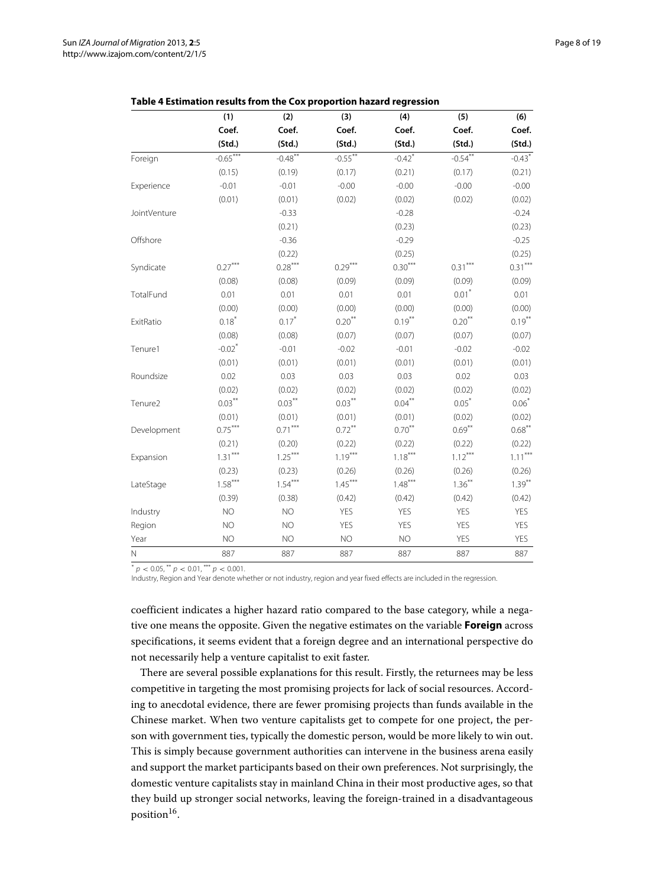**Table 4 Estimation results from the Cox proportion hazard regression**

| | (1) | (2) | (3) | (4) | (5) | (6) |
|---|---|---|---|---|---|---|
| | Coef. | Coef. | Coef. | Coef. | Coef. | Coef. |
| | (Std.) | (Std.) | (Std.) | (Std.) | (Std.) | (Std.) |
| Foreign | -0.65*** | -0.48** | -0.55** | -0.42* | -0.54** | -0.43* |
| | (0.15) | (0.19) | (0.17) | (0.21) | (0.17) | (0.21) |
| Experience | -0.01 | -0.01 | -0.00 | -0.00 | -0.00 | -0.00 |
| | (0.01) | (0.01) | (0.02) | (0.02) | (0.02) | (0.02) |
| JointVenture | | -0.33 | | -0.28 | | -0.24 |
| | | (0.21) | | (0.23) | | (0.23) |
| Offshore | | -0.36 | | -0.29 | | -0.25 |
| | | (0.22) | | (0.25) | | (0.25) |
| Syndicate | 0.27*** | 0.28*** | 0.29*** | 0.30*** | 0.31*** | 0.31*** |
| | (0.08) | (0.08) | (0.09) | (0.09) | (0.09) | (0.09) |
| TotalFund | 0.01 | 0.01 | 0.01 | 0.01 | 0.01* | 0.01 |
| | (0.00) | (0.00) | (0.00) | (0.00) | (0.00) | (0.00) |
| ExitRatio | 0.18* | 0.17* | 0.20** | 0.19** | 0.20** | 0.19** |
| | (0.08) | (0.08) | (0.07) | (0.07) | (0.07) | (0.07) |
| Tenure1 | -0.02* | -0.01 | -0.02 | -0.01 | -0.02 | -0.02 |
| | (0.01) | (0.01) | (0.01) | (0.01) | (0.01) | (0.01) |
| Roundsize | 0.02 | 0.03 | 0.03 | 0.03 | 0.02 | 0.03 |
| | (0.02) | (0.02) | (0.02) | (0.02) | (0.02) | (0.02) |
| Tenure2 | 0.03** | 0.03** | 0.03** | 0.04** | 0.05* | 0.06* |
| | (0.01) | (0.01) | (0.01) | (0.01) | (0.02) | (0.02) |
| Development | 0.75*** | 0.71*** | 0.72** | 0.70** | 0.69** | 0.68** |
| | (0.21) | (0.20) | (0.22) | (0.22) | (0.22) | (0.22) |
| Expansion | 1.31*** | 1.25*** | 1.19*** | 1.18*** | 1.12*** | 1.11*** |
| | (0.23) | (0.23) | (0.26) | (0.26) | (0.26) | (0.26) |
| LateStage | 1.58*** | 1.54*** | 1.45*** | 1.48*** | 1.36** | 1.39** |
| | (0.39) | (0.38) | (0.42) | (0.42) | (0.42) | (0.42) |
| Industry | NO | NO | YES | YES | YES | YES |
| Region | NO | NO | YES | YES | YES | YES |
| Year | NO | NO | NO | NO | YES | YES |
| N | 887 | 887 | 887 | 887 | 887 | 887 |

* $p < 0.05$, ** $p < 0.01$, *** $p < 0.001$.

Industry, Region and Year denote whether or not industry, region and year fixed effects are included in the regression.

coefficient indicates a higher hazard ratio compared to the base category, while a negative one means the opposite. Given the negative estimates on the variable **Foreign** across specifications, it seems evident that a foreign degree and an international perspective do not necessarily help a venture capitalist to exit faster.

There are several possible explanations for this result. Firstly, the returnees may be less competitive in targeting the most promising projects for lack of social resources. According to anecdotal evidence, there are fewer promising projects than funds available in the Chinese market. When two venture capitalists get to compete for one project, the person with government ties, typically the domestic person, would be more likely to win out. This is simply because government authorities can intervene in the business arena easily and support the market participants based on their own preferences. Not surprisingly, the domestic venture capitalists stay in mainland China in their most productive ages, so that they build up stronger social networks, leaving the foreign-trained in a disadvantageous position[16].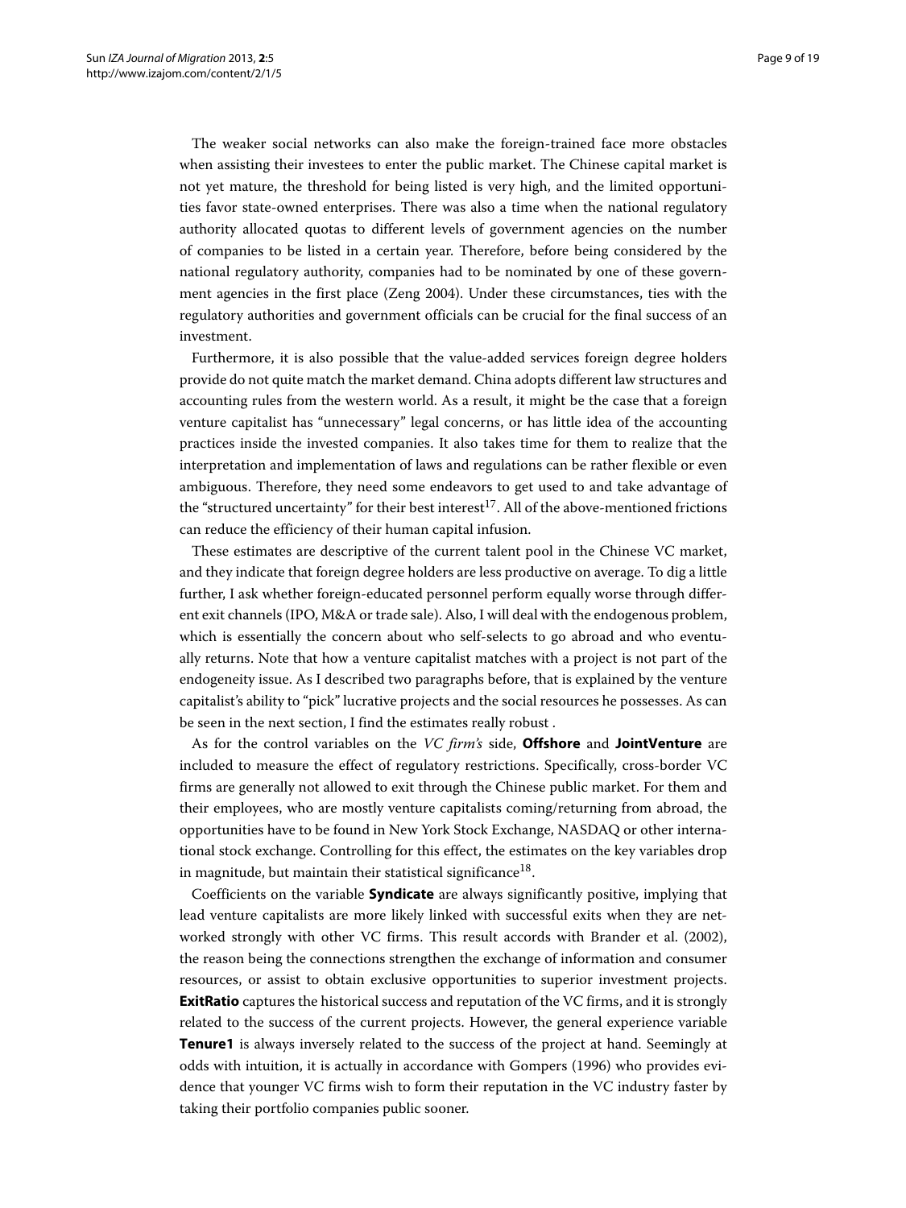The weaker social networks can also make the foreign-trained face more obstacles when assisting their investees to enter the public market. The Chinese capital market is not yet mature, the threshold for being listed is very high, and the limited opportunities favor state-owned enterprises. There was also a time when the national regulatory authority allocated quotas to different levels of government agencies on the number of companies to be listed in a certain year. Therefore, before being considered by the national regulatory authority, companies had to be nominated by one of these government agencies in the first place (Zeng 2004). Under these circumstances, ties with the regulatory authorities and government officials can be crucial for the final success of an investment.

Furthermore, it is also possible that the value-added services foreign degree holders provide do not quite match the market demand. China adopts different law structures and accounting rules from the western world. As a result, it might be the case that a foreign venture capitalist has "unnecessary" legal concerns, or has little idea of the accounting practices inside the invested companies. It also takes time for them to realize that the interpretation and implementation of laws and regulations can be rather flexible or even ambiguous. Therefore, they need some endeavors to get used to and take advantage of the "structured uncertainty" for their best interest[17]. All of the above-mentioned frictions can reduce the efficiency of their human capital infusion.

These estimates are descriptive of the current talent pool in the Chinese VC market, and they indicate that foreign degree holders are less productive on average. To dig a little further, I ask whether foreign-educated personnel perform equally worse through different exit channels (IPO, M&A or trade sale). Also, I will deal with the endogenous problem, which is essentially the concern about who self-selects to go abroad and who eventually returns. Note that how a venture capitalist matches with a project is not part of the endogeneity issue. As I described two paragraphs before, that is explained by the venture capitalist's ability to "pick" lucrative projects and the social resources he possesses. As can be seen in the next section, I find the estimates really robust .

As for the control variables on the *VC firm's* side, **Offshore** and **JointVenture** are included to measure the effect of regulatory restrictions. Specifically, cross-border VC firms are generally not allowed to exit through the Chinese public market. For them and their employees, who are mostly venture capitalists coming/returning from abroad, the opportunities have to be found in New York Stock Exchange, NASDAQ or other international stock exchange. Controlling for this effect, the estimates on the key variables drop in magnitude, but maintain their statistical significance[18].

Coefficients on the variable **Syndicate** are always significantly positive, implying that lead venture capitalists are more likely linked with successful exits when they are networked strongly with other VC firms. This result accords with Brander et al. (2002), the reason being the connections strengthen the exchange of information and consumer resources, or assist to obtain exclusive opportunities to superior investment projects. **ExitRatio** captures the historical success and reputation of the VC firms, and it is strongly related to the success of the current projects. However, the general experience variable **Tenure1** is always inversely related to the success of the project at hand. Seemingly at odds with intuition, it is actually in accordance with Gompers (1996) who provides evidence that younger VC firms wish to form their reputation in the VC industry faster by taking their portfolio companies public sooner.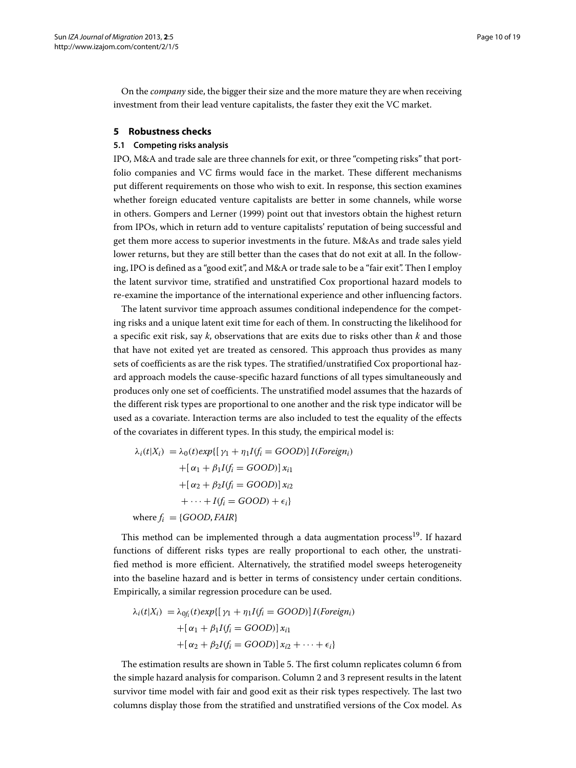On the *company* side, the bigger their size and the more mature they are when receiving investment from their lead venture capitalists, the faster they exit the VC market.

## 5 Robustness checks

### 5.1 Competing risks analysis

IPO, M&A and trade sale are three channels for exit, or three "competing risks" that portfolio companies and VC firms would face in the market. These different mechanisms put different requirements on those who wish to exit. In response, this section examines whether foreign educated venture capitalists are better in some channels, while worse in others. Gompers and Lerner (1999) point out that investors obtain the highest return from IPOs, which in return add to venture capitalists' reputation of being successful and get them more access to superior investments in the future. M&As and trade sales yield lower returns, but they are still better than the cases that do not exit at all. In the following, IPO is defined as a "good exit", and M&A or trade sale to be a "fair exit". Then I employ the latent survivor time, stratified and unstratified Cox proportional hazard models to re-examine the importance of the international experience and other influencing factors.

The latent survivor time approach assumes conditional independence for the competing risks and a unique latent exit time for each of them. In constructing the likelihood for a specific exit risk, say $k$, observations that are exits due to risks other than $k$ and those that have not exited yet are treated as censored. This approach thus provides as many sets of coefficients as are the risk types. The stratified/unstratified Cox proportional hazard approach models the cause-specific hazard functions of all types simultaneously and produces only one set of coefficients. The unstratified model assumes that the hazards of the different risk types are proportional to one another and the risk type indicator will be used as a covariate. Interaction terms are also included to test the equality of the effects of the covariates in different types. In this study, the empirical model is:

$$
\begin{aligned}
\lambda_i(t|X_i) &= \lambda_0(t)exp\{[\gamma_1 + \eta_1 I(f_i = GOOD)]\, I(Foreign_i) \\
&\quad + [\alpha_1 + \beta_1 I(f_i = GOOD)]\, x_{i1} \\
&\quad + [\alpha_2 + \beta_2 I(f_i = GOOD)]\, x_{i2} \\
&\quad + \cdots + I(f_i = GOOD) + \epsilon_i\} \\
\text{where } f_i &= \{GOOD, FAIR\}
\end{aligned}
$$

This method can be implemented through a data augmentation process[19]. If hazard functions of different risks types are really proportional to each other, the unstratified method is more efficient. Alternatively, the stratified model sweeps heterogeneity into the baseline hazard and is better in terms of consistency under certain conditions. Empirically, a similar regression procedure can be used.

$$
\begin{aligned}
\lambda_i(t|X_i) &= \lambda_{0f_i}(t)exp\{[\gamma_1 + \eta_1 I(f_i = GOOD)]\, I(Foreign_i) \\
&\quad + [\alpha_1 + \beta_1 I(f_i = GOOD)]\, x_{i1} \\
&\quad + [\alpha_2 + \beta_2 I(f_i = GOOD)]\, x_{i2} + \cdots + \epsilon_i\}
\end{aligned}
$$

The estimation results are shown in Table 5. The first column replicates column 6 from the simple hazard analysis for comparison. Column 2 and 3 represent results in the latent survivor time model with fair and good exit as their risk types respectively. The last two columns display those from the stratified and unstratified versions of the Cox model. As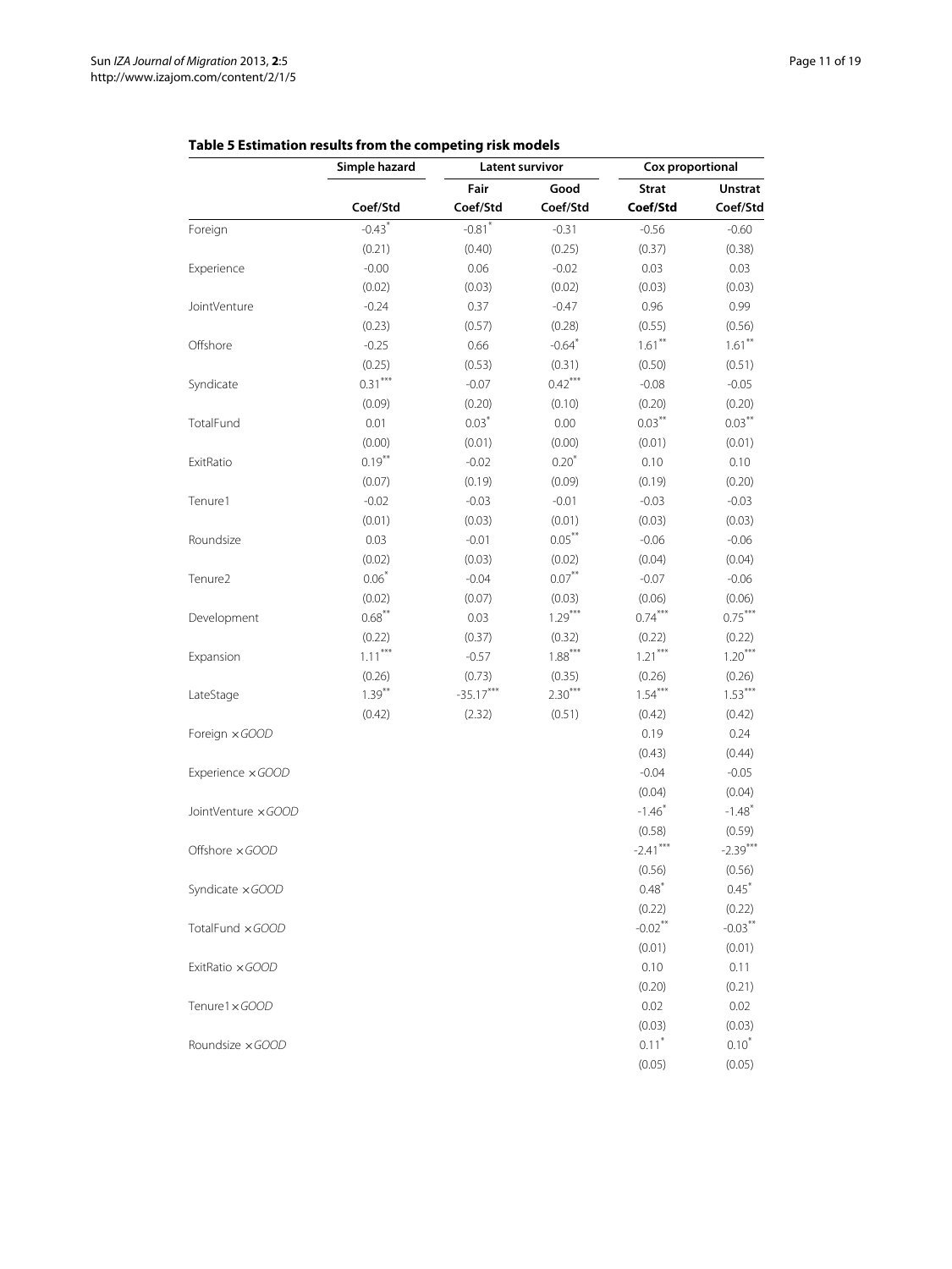**Table 5 Estimation results from the competing risk models**

| | Simple hazard | Latent survivor | | Cox proportional | |
|---|---|---|---|---|---|
| | | Fair | Good | Strat | Unstrat |
| | Coef/Std | Coef/Std | Coef/Std | Coef/Std | Coef/Std |
| Foreign | -0.43* | -0.81* | -0.31 | -0.56 | -0.60 |
| | (0.21) | (0.40) | (0.25) | (0.37) | (0.38) |
| Experience | -0.00 | 0.06 | -0.02 | 0.03 | 0.03 |
| | (0.02) | (0.03) | (0.02) | (0.03) | (0.03) |
| JointVenture | -0.24 | 0.37 | -0.47 | 0.96 | 0.99 |
| | (0.23) | (0.57) | (0.28) | (0.55) | (0.56) |
| Offshore | -0.25 | 0.66 | -0.64* | 1.61** | 1.61** |
| | (0.25) | (0.53) | (0.31) | (0.50) | (0.51) |
| Syndicate | 0.31*** | -0.07 | 0.42*** | -0.08 | -0.05 |
| | (0.09) | (0.20) | (0.10) | (0.20) | (0.20) |
| TotalFund | 0.01 | 0.03* | 0.00 | 0.03** | 0.03** |
| | (0.00) | (0.01) | (0.00) | (0.01) | (0.01) |
| ExitRatio | 0.19** | -0.02 | 0.20* | 0.10 | 0.10 |
| | (0.07) | (0.19) | (0.09) | (0.19) | (0.20) |
| Tenure1 | -0.02 | -0.03 | -0.01 | -0.03 | -0.03 |
| | (0.01) | (0.03) | (0.01) | (0.03) | (0.03) |
| Roundsize | 0.03 | -0.01 | 0.05** | -0.06 | -0.06 |
| | (0.02) | (0.03) | (0.02) | (0.04) | (0.04) |
| Tenure2 | 0.06* | -0.04 | 0.07** | -0.07 | -0.06 |
| | (0.02) | (0.07) | (0.03) | (0.06) | (0.06) |
| Development | 0.68** | 0.03 | 1.29*** | 0.74*** | 0.75*** |
| | (0.22) | (0.37) | (0.32) | (0.22) | (0.22) |
| Expansion | 1.11*** | -0.57 | 1.88*** | 1.21*** | 1.20*** |
| | (0.26) | (0.73) | (0.35) | (0.26) | (0.26) |
| LateStage | 1.39** | -35.17*** | 2.30*** | 1.54*** | 1.53*** |
| | (0.42) | (2.32) | (0.51) | (0.42) | (0.42) |
| Foreign × *GOOD* | | | | 0.19 | 0.24 |
| | | | | (0.43) | (0.44) |
| Experience × *GOOD* | | | | -0.04 | -0.05 |
| | | | | (0.04) | (0.04) |
| JointVenture × *GOOD* | | | | -1.46* | -1.48* |
| | | | | (0.58) | (0.59) |
| Offshore × *GOOD* | | | | -2.41*** | -2.39*** |
| | | | | (0.56) | (0.56) |
| Syndicate × *GOOD* | | | | 0.48* | 0.45* |
| | | | | (0.22) | (0.22) |
| TotalFund × *GOOD* | | | | -0.02** | -0.03** |
| | | | | (0.01) | (0.01) |
| ExitRatio × *GOOD* | | | | 0.10 | 0.11 |
| | | | | (0.20) | (0.21) |
| Tenure1 × *GOOD* | | | | 0.02 | 0.02 |
| | | | | (0.03) | (0.03) |
| Roundsize × *GOOD* | | | | 0.11* | 0.10* |
| | | | | (0.05) | (0.05) |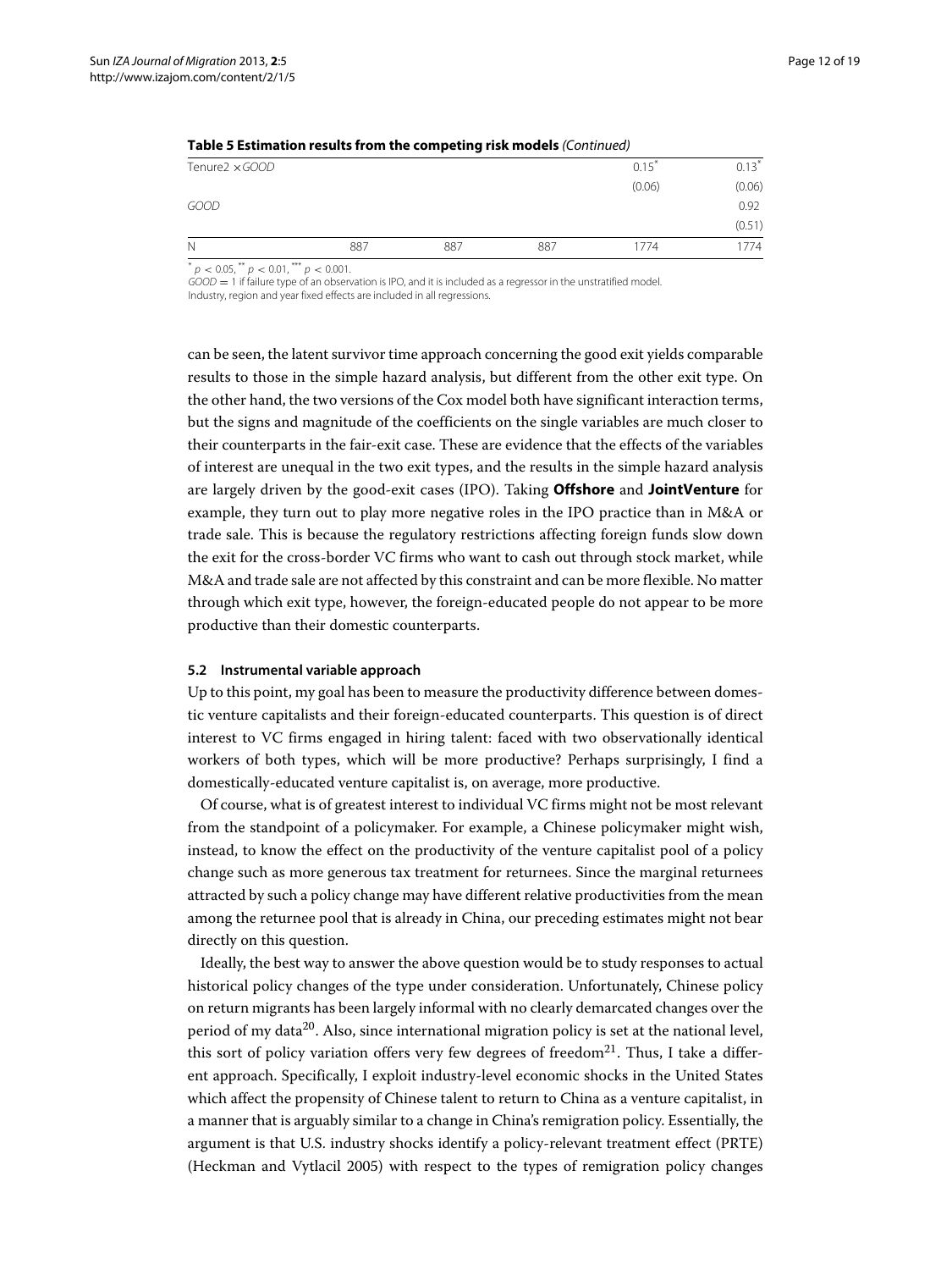**Table 5 Estimation results from the competing risk models** *(Continued)*

| | | | | | |
|---|---|---|---|---|---|
| Tenure2 ×*GOOD* | | | | $0.15^{*}$ | $0.13^{*}$ |
| | | | | (0.06) | (0.06) |
| *GOOD* | | | | | 0.92 |
| | | | | | (0.51) |
| N | 887 | 887 | 887 | 1774 | 1774 |

$^{*}$ $p < 0.05$, $^{**}$ $p < 0.01$, $^{***}$ $p < 0.001$.
*GOOD* = 1 if failure type of an observation is IPO, and it is included as a regressor in the unstratified model.
Industry, region and year fixed effects are included in all regressions.

can be seen, the latent survivor time approach concerning the good exit yields comparable results to those in the simple hazard analysis, but different from the other exit type. On the other hand, the two versions of the Cox model both have significant interaction terms, but the signs and magnitude of the coefficients on the single variables are much closer to their counterparts in the fair-exit case. These are evidence that the effects of the variables of interest are unequal in the two exit types, and the results in the simple hazard analysis are largely driven by the good-exit cases (IPO). Taking **Offshore** and **JointVenture** for example, they turn out to play more negative roles in the IPO practice than in M&A or trade sale. This is because the regulatory restrictions affecting foreign funds slow down the exit for the cross-border VC firms who want to cash out through stock market, while M&A and trade sale are not affected by this constraint and can be more flexible. No matter through which exit type, however, the foreign-educated people do not appear to be more productive than their domestic counterparts.

### 5.2 Instrumental variable approach

Up to this point, my goal has been to measure the productivity difference between domestic venture capitalists and their foreign-educated counterparts. This question is of direct interest to VC firms engaged in hiring talent: faced with two observationally identical workers of both types, which will be more productive? Perhaps surprisingly, I find a domestically-educated venture capitalist is, on average, more productive.

Of course, what is of greatest interest to individual VC firms might not be most relevant from the standpoint of a policymaker. For example, a Chinese policymaker might wish, instead, to know the effect on the productivity of the venture capitalist pool of a policy change such as more generous tax treatment for returnees. Since the marginal returnees attracted by such a policy change may have different relative productivities from the mean among the returnee pool that is already in China, our preceding estimates might not bear directly on this question.

Ideally, the best way to answer the above question would be to study responses to actual historical policy changes of the type under consideration. Unfortunately, Chinese policy on return migrants has been largely informal with no clearly demarcated changes over the period of my data[20]. Also, since international migration policy is set at the national level, this sort of policy variation offers very few degrees of freedom[21]. Thus, I take a different approach. Specifically, I exploit industry-level economic shocks in the United States which affect the propensity of Chinese talent to return to China as a venture capitalist, in a manner that is arguably similar to a change in China's remigration policy. Essentially, the argument is that U.S. industry shocks identify a policy-relevant treatment effect (PRTE) (Heckman and Vytlacil 2005) with respect to the types of remigration policy changes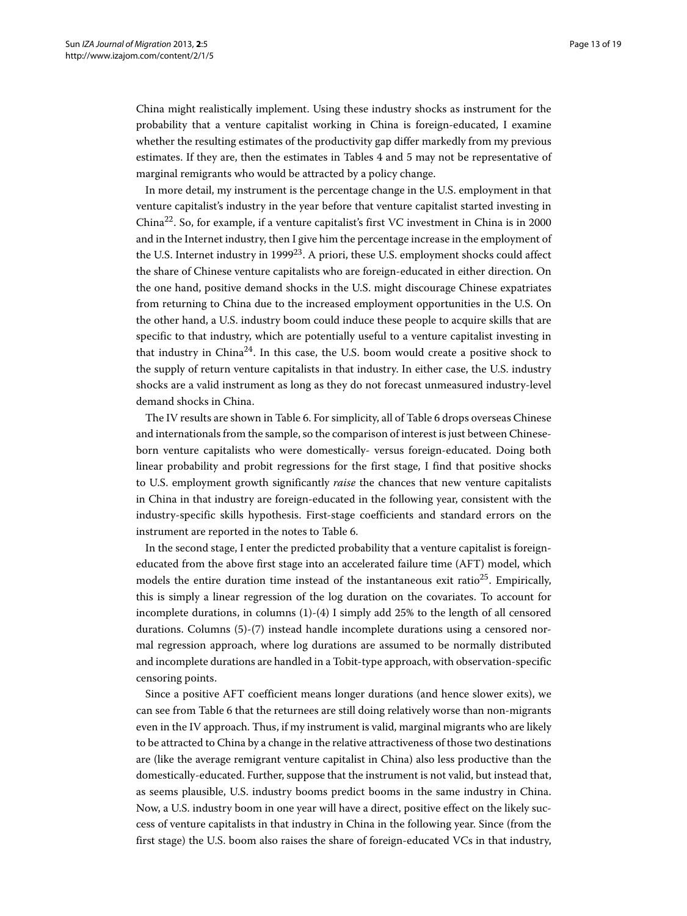China might realistically implement. Using these industry shocks as instrument for the probability that a venture capitalist working in China is foreign-educated, I examine whether the resulting estimates of the productivity gap differ markedly from my previous estimates. If they are, then the estimates in Tables 4 and 5 may not be representative of marginal remigrants who would be attracted by a policy change.

In more detail, my instrument is the percentage change in the U.S. employment in that venture capitalist's industry in the year before that venture capitalist started investing in China[22]. So, for example, if a venture capitalist's first VC investment in China is in 2000 and in the Internet industry, then I give him the percentage increase in the employment of the U.S. Internet industry in 1999[23]. A priori, these U.S. employment shocks could affect the share of Chinese venture capitalists who are foreign-educated in either direction. On the one hand, positive demand shocks in the U.S. might discourage Chinese expatriates from returning to China due to the increased employment opportunities in the U.S. On the other hand, a U.S. industry boom could induce these people to acquire skills that are specific to that industry, which are potentially useful to a venture capitalist investing in that industry in China[24]. In this case, the U.S. boom would create a positive shock to the supply of return venture capitalists in that industry. In either case, the U.S. industry shocks are a valid instrument as long as they do not forecast unmeasured industry-level demand shocks in China.

The IV results are shown in Table 6. For simplicity, all of Table 6 drops overseas Chinese and internationals from the sample, so the comparison of interest is just between Chinese-born venture capitalists who were domestically- versus foreign-educated. Doing both linear probability and probit regressions for the first stage, I find that positive shocks to U.S. employment growth significantly *raise* the chances that new venture capitalists in China in that industry are foreign-educated in the following year, consistent with the industry-specific skills hypothesis. First-stage coefficients and standard errors on the instrument are reported in the notes to Table 6.

In the second stage, I enter the predicted probability that a venture capitalist is foreign-educated from the above first stage into an accelerated failure time (AFT) model, which models the entire duration time instead of the instantaneous exit ratio[25]. Empirically, this is simply a linear regression of the log duration on the covariates. To account for incomplete durations, in columns (1)-(4) I simply add 25% to the length of all censored durations. Columns (5)-(7) instead handle incomplete durations using a censored normal regression approach, where log durations are assumed to be normally distributed and incomplete durations are handled in a Tobit-type approach, with observation-specific censoring points.

Since a positive AFT coefficient means longer durations (and hence slower exits), we can see from Table 6 that the returnees are still doing relatively worse than non-migrants even in the IV approach. Thus, if my instrument is valid, marginal migrants who are likely to be attracted to China by a change in the relative attractiveness of those two destinations are (like the average remigrant venture capitalist in China) also less productive than the domestically-educated. Further, suppose that the instrument is not valid, but instead that, as seems plausible, U.S. industry booms predict booms in the same industry in China. Now, a U.S. industry boom in one year will have a direct, positive effect on the likely success of venture capitalists in that industry in China in the following year. Since (from the first stage) the U.S. boom also raises the share of foreign-educated VCs in that industry,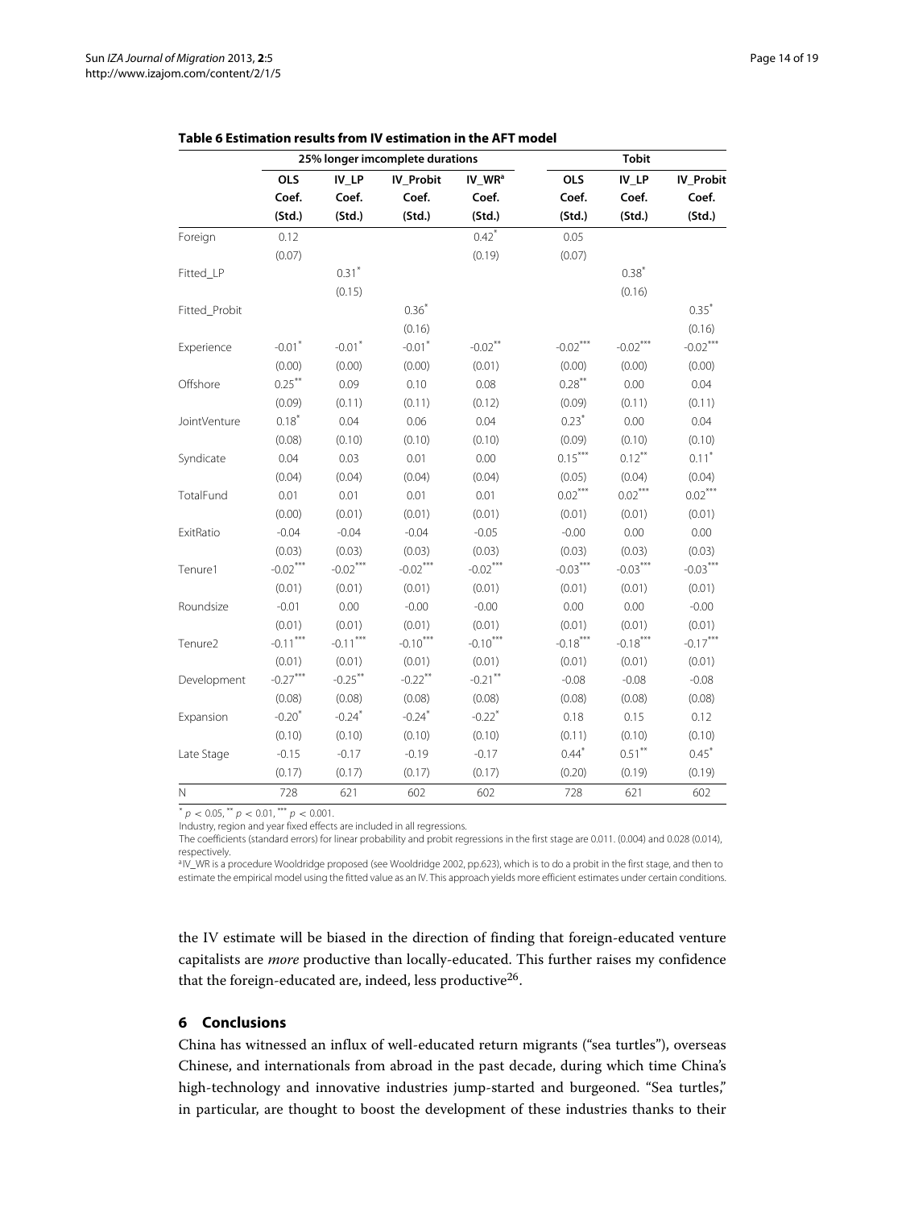**Table 6 Estimation results from IV estimation in the AFT model**

| | 25% longer imcomplete durations | | | | Tobit | | |
|---|---|---|---|---|---|---|---|
| | OLS | IV_LP | IV_Probit | IV_WR[a] | OLS | IV_LP | IV_Probit |
| | Coef. | Coef. | Coef. | Coef. | Coef. | Coef. | Coef. |
| | (Std.) | (Std.) | (Std.) | (Std.) | (Std.) | (Std.) | (Std.) |
| Foreign | 0.12 | | | 0.42* | 0.05 | | |
| | (0.07) | | | (0.19) | (0.07) | | |
| Fitted_LP | | 0.31* | | | | 0.38* | |
| | | (0.15) | | | | (0.16) | |
| Fitted_Probit | | | 0.36* | | | | 0.35* |
| | | | (0.16) | | | | (0.16) |
| Experience | -0.01* | -0.01* | -0.01* | -0.02** | -0.02*** | -0.02*** | -0.02*** |
| | (0.00) | (0.00) | (0.00) | (0.01) | (0.00) | (0.00) | (0.00) |
| Offshore | 0.25** | 0.09 | 0.10 | 0.08 | 0.28** | 0.00 | 0.04 |
| | (0.09) | (0.11) | (0.11) | (0.12) | (0.09) | (0.11) | (0.11) |
| JointVenture | 0.18* | 0.04 | 0.06 | 0.04 | 0.23* | 0.00 | 0.04 |
| | (0.08) | (0.10) | (0.10) | (0.10) | (0.09) | (0.10) | (0.10) |
| Syndicate | 0.04 | 0.03 | 0.01 | 0.00 | 0.15*** | 0.12** | 0.11* |
| | (0.04) | (0.04) | (0.04) | (0.04) | (0.05) | (0.04) | (0.04) |
| TotalFund | 0.01 | 0.01 | 0.01 | 0.01 | 0.02*** | 0.02*** | 0.02*** |
| | (0.00) | (0.01) | (0.01) | (0.01) | (0.01) | (0.01) | (0.01) |
| ExitRatio | -0.04 | -0.04 | -0.04 | -0.05 | -0.00 | 0.00 | 0.00 |
| | (0.03) | (0.03) | (0.03) | (0.03) | (0.03) | (0.03) | (0.03) |
| Tenure1 | -0.02*** | -0.02*** | -0.02*** | -0.02*** | -0.03*** | -0.03*** | -0.03*** |
| | (0.01) | (0.01) | (0.01) | (0.01) | (0.01) | (0.01) | (0.01) |
| Roundsize | -0.01 | 0.00 | -0.00 | -0.00 | 0.00 | 0.00 | -0.00 |
| | (0.01) | (0.01) | (0.01) | (0.01) | (0.01) | (0.01) | (0.01) |
| Tenure2 | -0.11*** | -0.11*** | -0.10*** | -0.10*** | -0.18*** | -0.18*** | -0.17*** |
| | (0.01) | (0.01) | (0.01) | (0.01) | (0.01) | (0.01) | (0.01) |
| Development | -0.27*** | -0.25** | -0.22** | -0.21** | -0.08 | -0.08 | -0.08 |
| | (0.08) | (0.08) | (0.08) | (0.08) | (0.08) | (0.08) | (0.08) |
| Expansion | -0.20* | -0.24* | -0.24* | -0.22* | 0.18 | 0.15 | 0.12 |
| | (0.10) | (0.10) | (0.10) | (0.10) | (0.11) | (0.10) | (0.10) |
| Late Stage | -0.15 | -0.17 | -0.19 | -0.17 | 0.44* | 0.51** | 0.45* |
| | (0.17) | (0.17) | (0.17) | (0.17) | (0.20) | (0.19) | (0.19) |
| N | 728 | 621 | 602 | 602 | 728 | 621 | 602 |

* $p < 0.05$, ** $p < 0.01$, *** $p < 0.001$.

Industry, region and year fixed effects are included in all regressions.

The coefficients (standard errors) for linear probability and probit regressions in the first stage are 0.011. (0.004) and 0.028 (0.014), respectively.

[a]IV_WR is a procedure Wooldridge proposed (see Wooldridge 2002, pp.623), which is to do a probit in the first stage, and then to estimate the empirical model using the fitted value as an IV. This approach yields more efficient estimates under certain conditions.

the IV estimate will be biased in the direction of finding that foreign-educated venture capitalists are *more* productive than locally-educated. This further raises my confidence that the foreign-educated are, indeed, less productive[26].

## 6 Conclusions

China has witnessed an influx of well-educated return migrants ("sea turtles"), overseas Chinese, and internationals from abroad in the past decade, during which time China's high-technology and innovative industries jump-started and burgeoned. "Sea turtles," in particular, are thought to boost the development of these industries thanks to their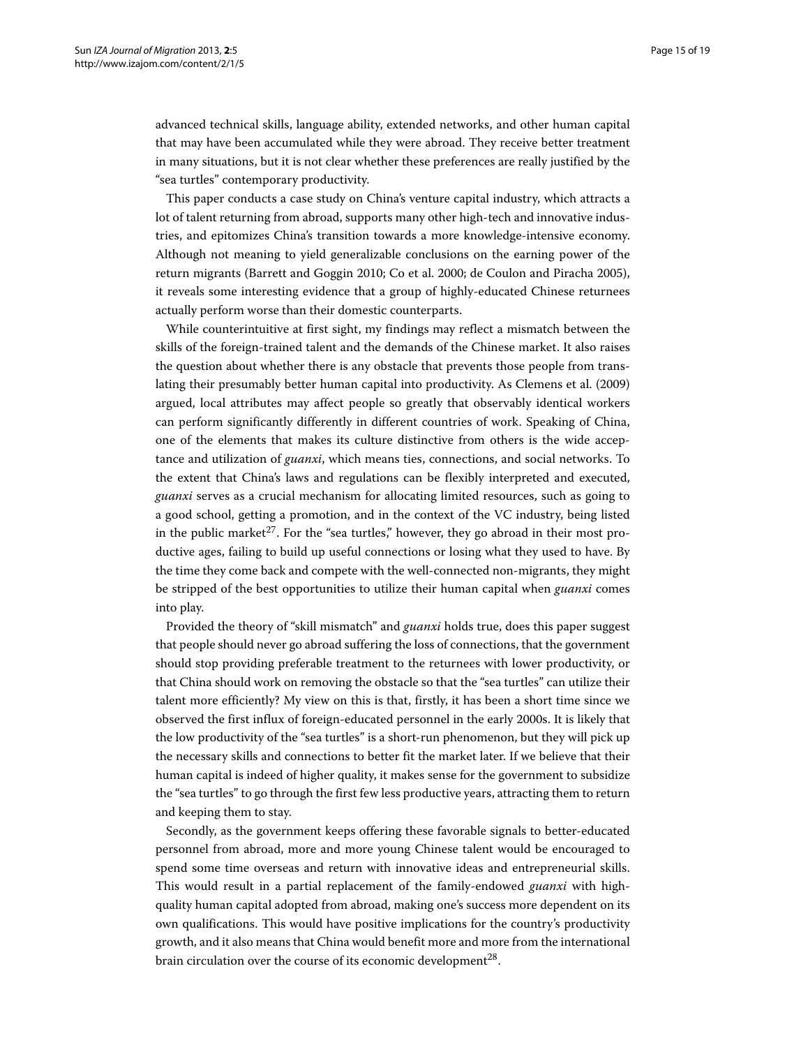advanced technical skills, language ability, extended networks, and other human capital that may have been accumulated while they were abroad. They receive better treatment in many situations, but it is not clear whether these preferences are really justified by the "sea turtles" contemporary productivity.

This paper conducts a case study on China's venture capital industry, which attracts a lot of talent returning from abroad, supports many other high-tech and innovative industries, and epitomizes China's transition towards a more knowledge-intensive economy. Although not meaning to yield generalizable conclusions on the earning power of the return migrants (Barrett and Goggin 2010; Co et al. 2000; de Coulon and Piracha 2005), it reveals some interesting evidence that a group of highly-educated Chinese returnees actually perform worse than their domestic counterparts.

While counterintuitive at first sight, my findings may reflect a mismatch between the skills of the foreign-trained talent and the demands of the Chinese market. It also raises the question about whether there is any obstacle that prevents those people from translating their presumably better human capital into productivity. As Clemens et al. (2009) argued, local attributes may affect people so greatly that observably identical workers can perform significantly differently in different countries of work. Speaking of China, one of the elements that makes its culture distinctive from others is the wide acceptance and utilization of *guanxi*, which means ties, connections, and social networks. To the extent that China's laws and regulations can be flexibly interpreted and executed, *guanxi* serves as a crucial mechanism for allocating limited resources, such as going to a good school, getting a promotion, and in the context of the VC industry, being listed in the public market[27]. For the "sea turtles," however, they go abroad in their most productive ages, failing to build up useful connections or losing what they used to have. By the time they come back and compete with the well-connected non-migrants, they might be stripped of the best opportunities to utilize their human capital when *guanxi* comes into play.

Provided the theory of "skill mismatch" and *guanxi* holds true, does this paper suggest that people should never go abroad suffering the loss of connections, that the government should stop providing preferable treatment to the returnees with lower productivity, or that China should work on removing the obstacle so that the "sea turtles" can utilize their talent more efficiently? My view on this is that, firstly, it has been a short time since we observed the first influx of foreign-educated personnel in the early 2000s. It is likely that the low productivity of the "sea turtles" is a short-run phenomenon, but they will pick up the necessary skills and connections to better fit the market later. If we believe that their human capital is indeed of higher quality, it makes sense for the government to subsidize the "sea turtles" to go through the first few less productive years, attracting them to return and keeping them to stay.

Secondly, as the government keeps offering these favorable signals to better-educated personnel from abroad, more and more young Chinese talent would be encouraged to spend some time overseas and return with innovative ideas and entrepreneurial skills. This would result in a partial replacement of the family-endowed *guanxi* with high-quality human capital adopted from abroad, making one's success more dependent on its own qualifications. This would have positive implications for the country's productivity growth, and it also means that China would benefit more and more from the international brain circulation over the course of its economic development[28].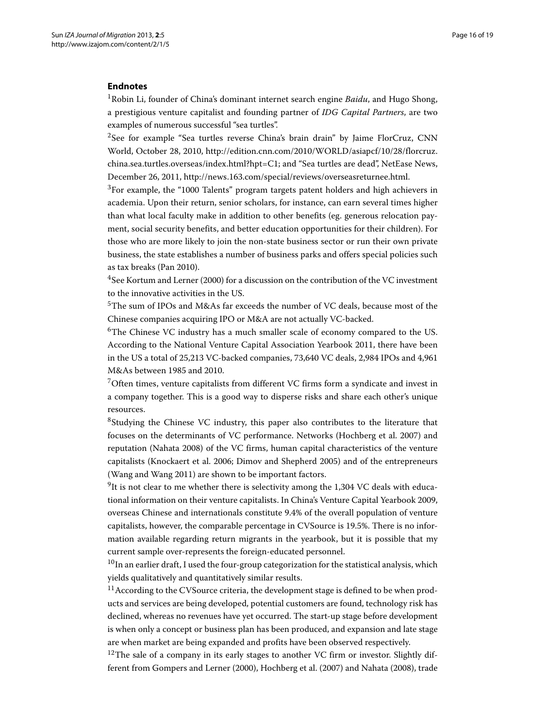### Endnotes

[1]Robin Li, founder of China's dominant internet search engine *Baidu*, and Hugo Shong, a prestigious venture capitalist and founding partner of *IDG Capital Partners*, are two examples of numerous successful "sea turtles".

[2]See for example "Sea turtles reverse China's brain drain" by Jaime FlorCruz, CNN World, October 28, 2010, http://edition.cnn.com/2010/WORLD/asiapcf/10/28/florcruz.china.sea.turtles.overseas/index.html?hpt=C1; and "Sea turtles are dead", NetEase News, December 26, 2011, http://news.163.com/special/reviews/overseasreturnee.html.

[3]For example, the "1000 Talents" program targets patent holders and high achievers in academia. Upon their return, senior scholars, for instance, can earn several times higher than what local faculty make in addition to other benefits (eg. generous relocation payment, social security benefits, and better education opportunities for their children). For those who are more likely to join the non-state business sector or run their own private business, the state establishes a number of business parks and offers special policies such as tax breaks (Pan 2010).

[4]See Kortum and Lerner (2000) for a discussion on the contribution of the VC investment to the innovative activities in the US.

[5]The sum of IPOs and M&As far exceeds the number of VC deals, because most of the Chinese companies acquiring IPO or M&A are not actually VC-backed.

[6]The Chinese VC industry has a much smaller scale of economy compared to the US. According to the National Venture Capital Association Yearbook 2011, there have been in the US a total of 25,213 VC-backed companies, 73,640 VC deals, 2,984 IPOs and 4,961 M&As between 1985 and 2010.

[7]Often times, venture capitalists from different VC firms form a syndicate and invest in a company together. This is a good way to disperse risks and share each other's unique resources.

[8]Studying the Chinese VC industry, this paper also contributes to the literature that focuses on the determinants of VC performance. Networks (Hochberg et al. 2007) and reputation (Nahata 2008) of the VC firms, human capital characteristics of the venture capitalists (Knockaert et al. 2006; Dimov and Shepherd 2005) and of the entrepreneurs (Wang and Wang 2011) are shown to be important factors.

[9]It is not clear to me whether there is selectivity among the 1,304 VC deals with educational information on their venture capitalists. In China's Venture Capital Yearbook 2009, overseas Chinese and internationals constitute 9.4% of the overall population of venture capitalists, however, the comparable percentage in CVSource is 19.5%. There is no information available regarding return migrants in the yearbook, but it is possible that my current sample over-represents the foreign-educated personnel.

[10]In an earlier draft, I used the four-group categorization for the statistical analysis, which yields qualitatively and quantitatively similar results.

[11]According to the CVSource criteria, the development stage is defined to be when products and services are being developed, potential customers are found, technology risk has declined, whereas no revenues have yet occurred. The start-up stage before development is when only a concept or business plan has been produced, and expansion and late stage are when market are being expanded and profits have been observed respectively.

[12]The sale of a company in its early stages to another VC firm or investor. Slightly different from Gompers and Lerner (2000), Hochberg et al. (2007) and Nahata (2008), trade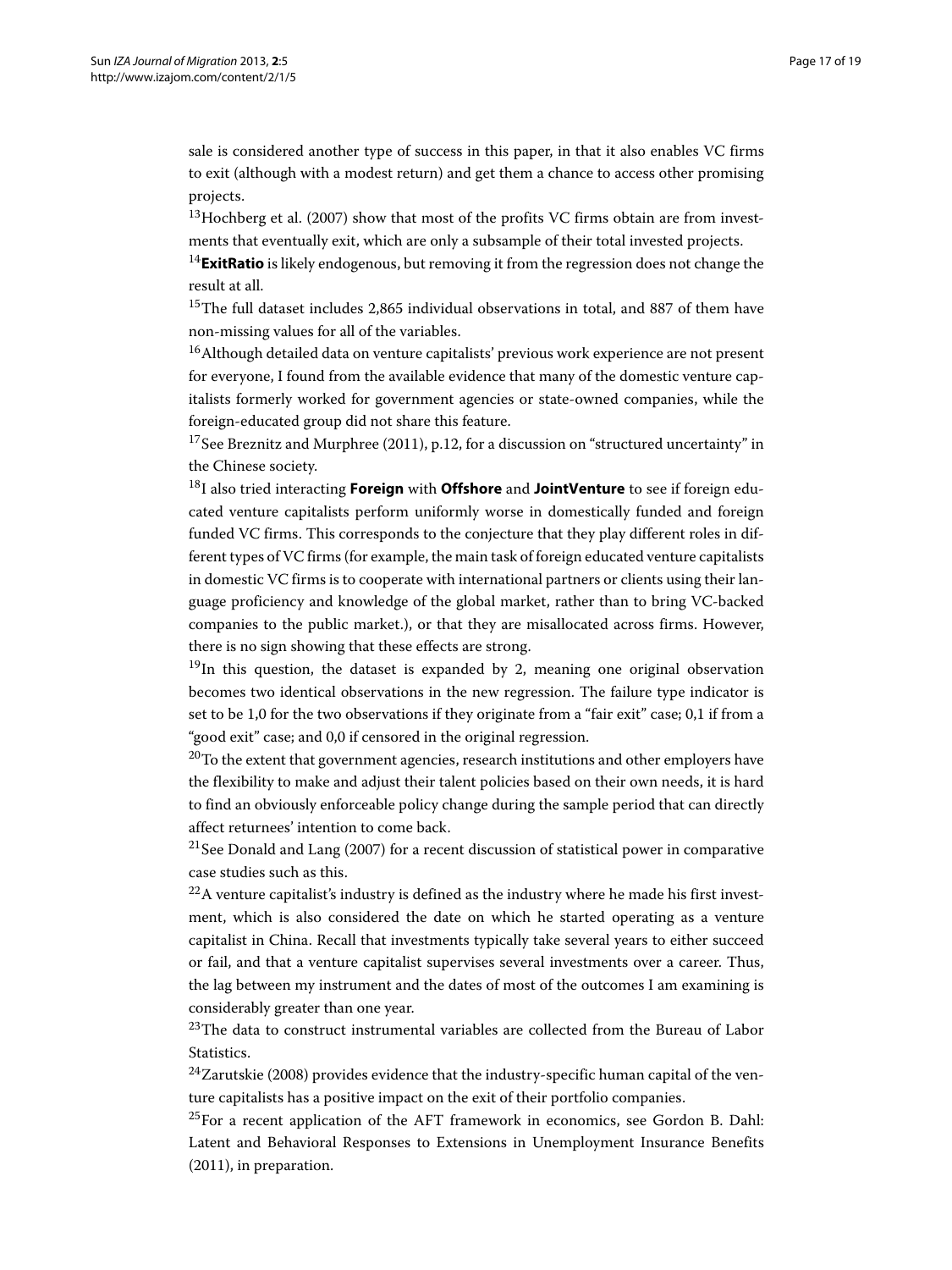sale is considered another type of success in this paper, in that it also enables VC firms to exit (although with a modest return) and get them a chance to access other promising projects.

[13]Hochberg et al. (2007) show that most of the profits VC firms obtain are from investments that eventually exit, which are only a subsample of their total invested projects.

[14]**ExitRatio** is likely endogenous, but removing it from the regression does not change the result at all.

[15]The full dataset includes 2,865 individual observations in total, and 887 of them have non-missing values for all of the variables.

[16]Although detailed data on venture capitalists' previous work experience are not present for everyone, I found from the available evidence that many of the domestic venture capitalists formerly worked for government agencies or state-owned companies, while the foreign-educated group did not share this feature.

[17]See Breznitz and Murphree (2011), p.12, for a discussion on "structured uncertainty" in the Chinese society.

[18]I also tried interacting **Foreign** with **Offshore** and **JointVenture** to see if foreign educated venture capitalists perform uniformly worse in domestically funded and foreign funded VC firms. This corresponds to the conjecture that they play different roles in different types of VC firms (for example, the main task of foreign educated venture capitalists in domestic VC firms is to cooperate with international partners or clients using their language proficiency and knowledge of the global market, rather than to bring VC-backed companies to the public market.), or that they are misallocated across firms. However, there is no sign showing that these effects are strong.

[19]In this question, the dataset is expanded by 2, meaning one original observation becomes two identical observations in the new regression. The failure type indicator is set to be 1,0 for the two observations if they originate from a "fair exit" case; 0,1 if from a "good exit" case; and 0,0 if censored in the original regression.

[20]To the extent that government agencies, research institutions and other employers have the flexibility to make and adjust their talent policies based on their own needs, it is hard to find an obviously enforceable policy change during the sample period that can directly affect returnees' intention to come back.

[21]See Donald and Lang (2007) for a recent discussion of statistical power in comparative case studies such as this.

[22]A venture capitalist's industry is defined as the industry where he made his first investment, which is also considered the date on which he started operating as a venture capitalist in China. Recall that investments typically take several years to either succeed or fail, and that a venture capitalist supervises several investments over a career. Thus, the lag between my instrument and the dates of most of the outcomes I am examining is considerably greater than one year.

[23]The data to construct instrumental variables are collected from the Bureau of Labor Statistics.

[24]Zarutskie (2008) provides evidence that the industry-specific human capital of the venture capitalists has a positive impact on the exit of their portfolio companies.

[25]For a recent application of the AFT framework in economics, see Gordon B. Dahl: Latent and Behavioral Responses to Extensions in Unemployment Insurance Benefits (2011), in preparation.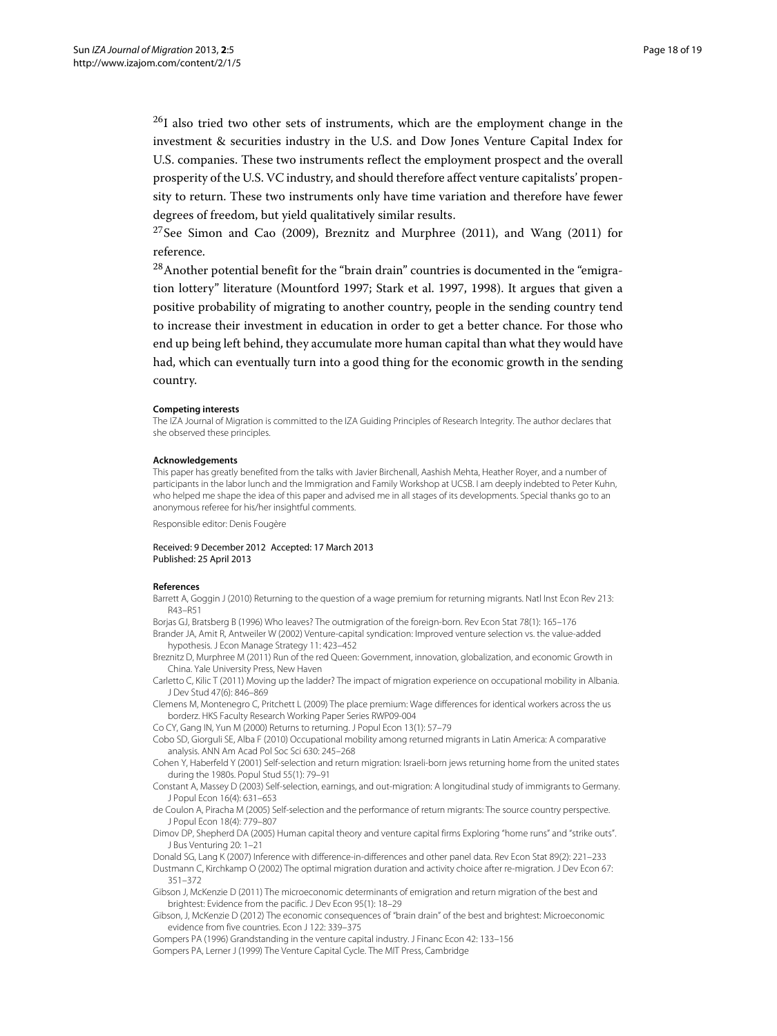[26] I also tried two other sets of instruments, which are the employment change in the investment & securities industry in the U.S. and Dow Jones Venture Capital Index for U.S. companies. These two instruments reflect the employment prospect and the overall prosperity of the U.S. VC industry, and should therefore affect venture capitalists' propensity to return. These two instruments only have time variation and therefore have fewer degrees of freedom, but yield qualitatively similar results.

[27] See Simon and Cao (2009), Breznitz and Murphree (2011), and Wang (2011) for reference.

[28] Another potential benefit for the "brain drain" countries is documented in the "emigration lottery" literature (Mountford 1997; Stark et al. 1997, 1998). It argues that given a positive probability of migrating to another country, people in the sending country tend to increase their investment in education in order to get a better chance. For those who end up being left behind, they accumulate more human capital than what they would have had, which can eventually turn into a good thing for the economic growth in the sending country.

#### Competing interests

The IZA Journal of Migration is committed to the IZA Guiding Principles of Research Integrity. The author declares that she observed these principles.

#### Acknowledgements

This paper has greatly benefited from the talks with Javier Birchenall, Aashish Mehta, Heather Royer, and a number of participants in the labor lunch and the Immigration and Family Workshop at UCSB. I am deeply indebted to Peter Kuhn, who helped me shape the idea of this paper and advised me in all stages of its developments. Special thanks go to an anonymous referee for his/her insightful comments.

Responsible editor: Denis Fougère

Received: 9 December 2012 Accepted: 17 March 2013
Published: 25 April 2013

#### References

Barrett A, Goggin J (2010) Returning to the question of a wage premium for returning migrants. Natl Inst Econ Rev 213: R43–R51

Borjas GJ, Bratsberg B (1996) Who leaves? The outmigration of the foreign-born. Rev Econ Stat 78(1): 165–176

Brander JA, Amit R, Antweiler W (2002) Venture-capital syndication: Improved venture selection vs. the value-added hypothesis. J Econ Manage Strategy 11: 423–452

Breznitz D, Murphree M (2011) Run of the red Queen: Government, innovation, globalization, and economic Growth in China. Yale University Press, New Haven

Carletto C, Kilic T (2011) Moving up the ladder? The impact of migration experience on occupational mobility in Albania. J Dev Stud 47(6): 846–869

Clemens M, Montenegro C, Pritchett L (2009) The place premium: Wage differences for identical workers across the us borderz. HKS Faculty Research Working Paper Series RWP09-004

Co CY, Gang IN, Yun M (2000) Returns to returning. J Popul Econ 13(1): 57–79

Cobo SD, Giorguli SE, Alba F (2010) Occupational mobility among returned migrants in Latin America: A comparative analysis. ANN Am Acad Pol Soc Sci 630: 245–268

Cohen Y, Haberfeld Y (2001) Self-selection and return migration: Israeli-born jews returning home from the united states during the 1980s. Popul Stud 55(1): 79–91

Constant A, Massey D (2003) Self-selection, earnings, and out-migration: A longitudinal study of immigrants to Germany. J Popul Econ 16(4): 631–653

de Coulon A, Piracha M (2005) Self-selection and the performance of return migrants: The source country perspective. J Popul Econ 18(4): 779–807

Dimov DP, Shepherd DA (2005) Human capital theory and venture capital firms Exploring "home runs" and "strike outs". J Bus Venturing 20: 1–21

Donald SG, Lang K (2007) Inference with difference-in-differences and other panel data. Rev Econ Stat 89(2): 221–233

Dustmann C, Kirchkamp O (2002) The optimal migration duration and activity choice after re-migration. J Dev Econ 67: 351–372

Gibson J, McKenzie D (2011) The microeconomic determinants of emigration and return migration of the best and brightest: Evidence from the pacific. J Dev Econ 95(1): 18–29

Gibson, J, McKenzie D (2012) The economic consequences of "brain drain" of the best and brightest: Microeconomic evidence from five countries. Econ J 122: 339–375

Gompers PA (1996) Grandstanding in the venture capital industry. J Financ Econ 42: 133–156

Gompers PA, Lerner J (1999) The Venture Capital Cycle. The MIT Press, Cambridge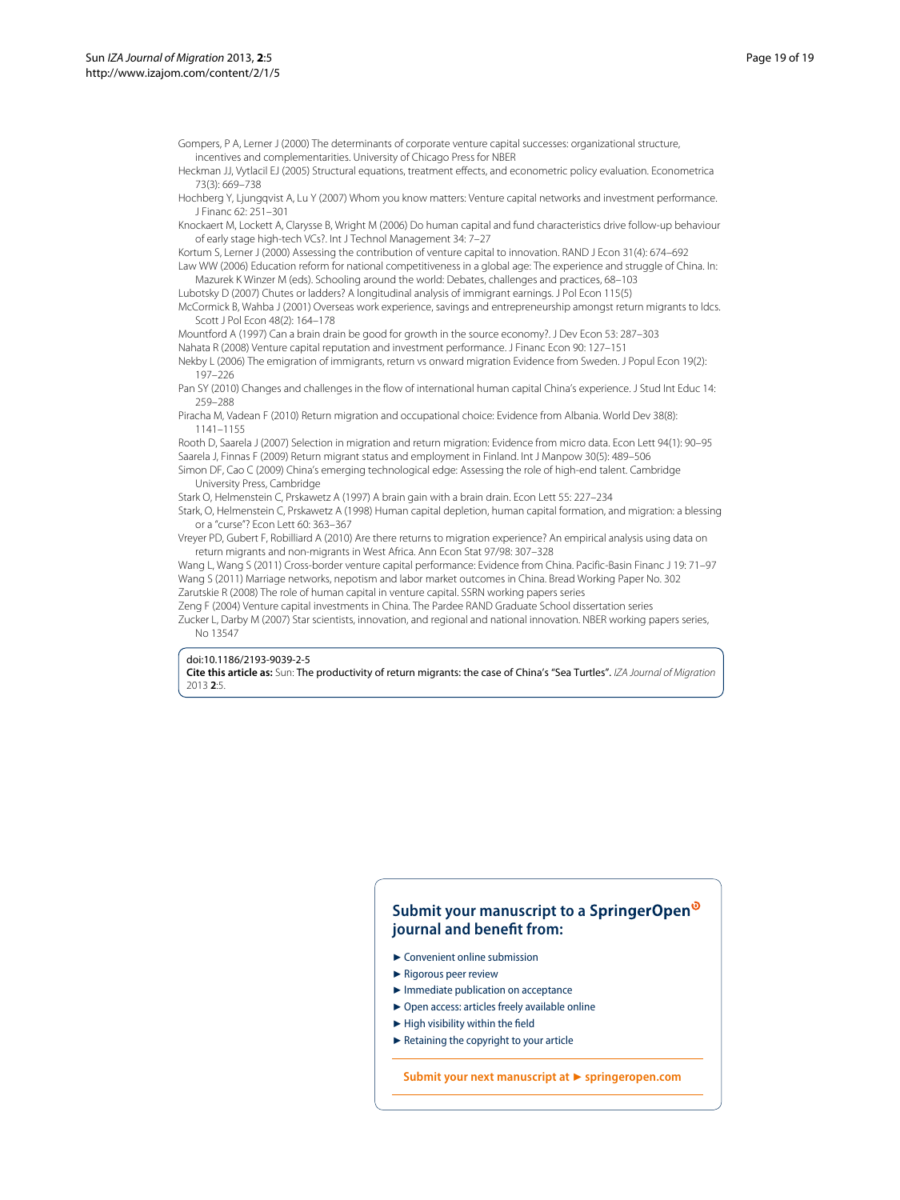Gompers, P A, Lerner J (2000) The determinants of corporate venture capital successes: organizational structure, incentives and complementarities. University of Chicago Press for NBER

Heckman JJ, Vytlacil EJ (2005) Structural equations, treatment effects, and econometric policy evaluation. Econometrica 73(3): 669–738

Hochberg Y, Ljungqvist A, Lu Y (2007) Whom you know matters: Venture capital networks and investment performance. J Financ 62: 251–301

Knockaert M, Lockett A, Clarysse B, Wright M (2006) Do human capital and fund characteristics drive follow-up behaviour of early stage high-tech VCs?. Int J Technol Management 34: 7–27

Kortum S, Lerner J (2000) Assessing the contribution of venture capital to innovation. RAND J Econ 31(4): 674–692

Law WW (2006) Education reform for national competitiveness in a global age: The experience and struggle of China. In: Mazurek K Winzer M (eds). Schooling around the world: Debates, challenges and practices, 68–103

Lubotsky D (2007) Chutes or ladders? A longitudinal analysis of immigrant earnings. J Pol Econ 115(5)

McCormick B, Wahba J (2001) Overseas work experience, savings and entrepreneurship amongst return migrants to ldcs. Scott J Pol Econ 48(2): 164–178

Mountford A (1997) Can a brain drain be good for growth in the source economy?. J Dev Econ 53: 287–303

Nahata R (2008) Venture capital reputation and investment performance. J Financ Econ 90: 127–151

Nekby L (2006) The emigration of immigrants, return vs onward migration Evidence from Sweden. J Popul Econ 19(2): 197–226

Pan SY (2010) Changes and challenges in the flow of international human capital China's experience. J Stud Int Educ 14: 259–288

Piracha M, Vadean F (2010) Return migration and occupational choice: Evidence from Albania. World Dev 38(8): 1141–1155

Rooth D, Saarela J (2007) Selection in migration and return migration: Evidence from micro data. Econ Lett 94(1): 90–95

Saarela J, Finnas F (2009) Return migrant status and employment in Finland. Int J Manpow 30(5): 489–506

Simon DF, Cao C (2009) China's emerging technological edge: Assessing the role of high-end talent. Cambridge University Press, Cambridge

Stark O, Helmenstein C, Prskawetz A (1997) A brain gain with a brain drain. Econ Lett 55: 227–234

Stark, O, Helmenstein C, Prskawetz A (1998) Human capital depletion, human capital formation, and migration: a blessing or a "curse"? Econ Lett 60: 363–367

Vreyer PD, Gubert F, Robilliard A (2010) Are there returns to migration experience? An empirical analysis using data on return migrants and non-migrants in West Africa. Ann Econ Stat 97/98: 307–328

Wang L, Wang S (2011) Cross-border venture capital performance: Evidence from China. Pacific-Basin Financ J 19: 71–97

Wang S (2011) Marriage networks, nepotism and labor market outcomes in China. Bread Working Paper No. 302

Zarutskie R (2008) The role of human capital in venture capital. SSRN working papers series

Zeng F (2004) Venture capital investments in China. The Pardee RAND Graduate School dissertation series

Zucker L, Darby M (2007) Star scientists, innovation, and regional and national innovation. NBER working papers series, No 13547

doi:10.1186/2193-9039-2-5

**Cite this article as:** Sun: The productivity of return migrants: the case of China's "Sea Turtles". *IZA Journal of Migration* 2013 **2**:5.

**Submit your manuscript to a SpringerOpen journal and benefit from:**

- ► Convenient online submission
- ► Rigorous peer review
- ► Immediate publication on acceptance
- ► Open access: articles freely available online
- ► High visibility within the field
- ► Retaining the copyright to your article

**Submit your next manuscript at ► springeropen.com**